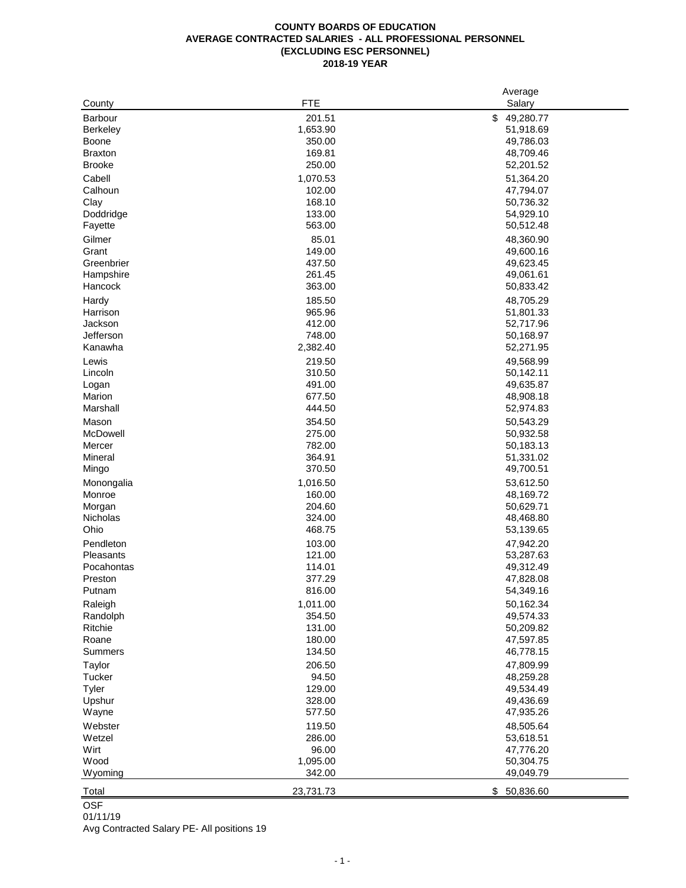**COUNTY BOARDS OF EDUCATION**
**AVERAGE CONTRACTED SALARIES - ALL PROFESSIONAL PERSONNEL**
**(EXCLUDING ESC PERSONNEL)**
**2018-19 YEAR**

| County | FTE | Average Salary |
|---|---|---|
| Barbour | 201.51 | $ 49,280.77 |
| Berkeley | 1,653.90 | 51,918.69 |
| Boone | 350.00 | 49,786.03 |
| Braxton | 169.81 | 48,709.46 |
| Brooke | 250.00 | 52,201.52 |
| Cabell | 1,070.53 | 51,364.20 |
| Calhoun | 102.00 | 47,794.07 |
| Clay | 168.10 | 50,736.32 |
| Doddridge | 133.00 | 54,929.10 |
| Fayette | 563.00 | 50,512.48 |
| Gilmer | 85.01 | 48,360.90 |
| Grant | 149.00 | 49,600.16 |
| Greenbrier | 437.50 | 49,623.45 |
| Hampshire | 261.45 | 49,061.61 |
| Hancock | 363.00 | 50,833.42 |
| Hardy | 185.50 | 48,705.29 |
| Harrison | 965.96 | 51,801.33 |
| Jackson | 412.00 | 52,717.96 |
| Jefferson | 748.00 | 50,168.97 |
| Kanawha | 2,382.40 | 52,271.95 |
| Lewis | 219.50 | 49,568.99 |
| Lincoln | 310.50 | 50,142.11 |
| Logan | 491.00 | 49,635.87 |
| Marion | 677.50 | 48,908.18 |
| Marshall | 444.50 | 52,974.83 |
| Mason | 354.50 | 50,543.29 |
| McDowell | 275.00 | 50,932.58 |
| Mercer | 782.00 | 50,183.13 |
| Mineral | 364.91 | 51,331.02 |
| Mingo | 370.50 | 49,700.51 |
| Monongalia | 1,016.50 | 53,612.50 |
| Monroe | 160.00 | 48,169.72 |
| Morgan | 204.60 | 50,629.71 |
| Nicholas | 324.00 | 48,468.80 |
| Ohio | 468.75 | 53,139.65 |
| Pendleton | 103.00 | 47,942.20 |
| Pleasants | 121.00 | 53,287.63 |
| Pocahontas | 114.01 | 49,312.49 |
| Preston | 377.29 | 47,828.08 |
| Putnam | 816.00 | 54,349.16 |
| Raleigh | 1,011.00 | 50,162.34 |
| Randolph | 354.50 | 49,574.33 |
| Ritchie | 131.00 | 50,209.82 |
| Roane | 180.00 | 47,597.85 |
| Summers | 134.50 | 46,778.15 |
| Taylor | 206.50 | 47,809.99 |
| Tucker | 94.50 | 48,259.28 |
| Tyler | 129.00 | 49,534.49 |
| Upshur | 328.00 | 49,436.69 |
| Wayne | 577.50 | 47,935.26 |
| Webster | 119.50 | 48,505.64 |
| Wetzel | 286.00 | 53,618.51 |
| Wirt | 96.00 | 47,776.20 |
| Wood | 1,095.00 | 50,304.75 |
| Wyoming | 342.00 | 49,049.79 |
| Total | 23,731.73 | $ 50,836.60 |

OSF
01/11/19
Avg Contracted Salary PE- All positions 19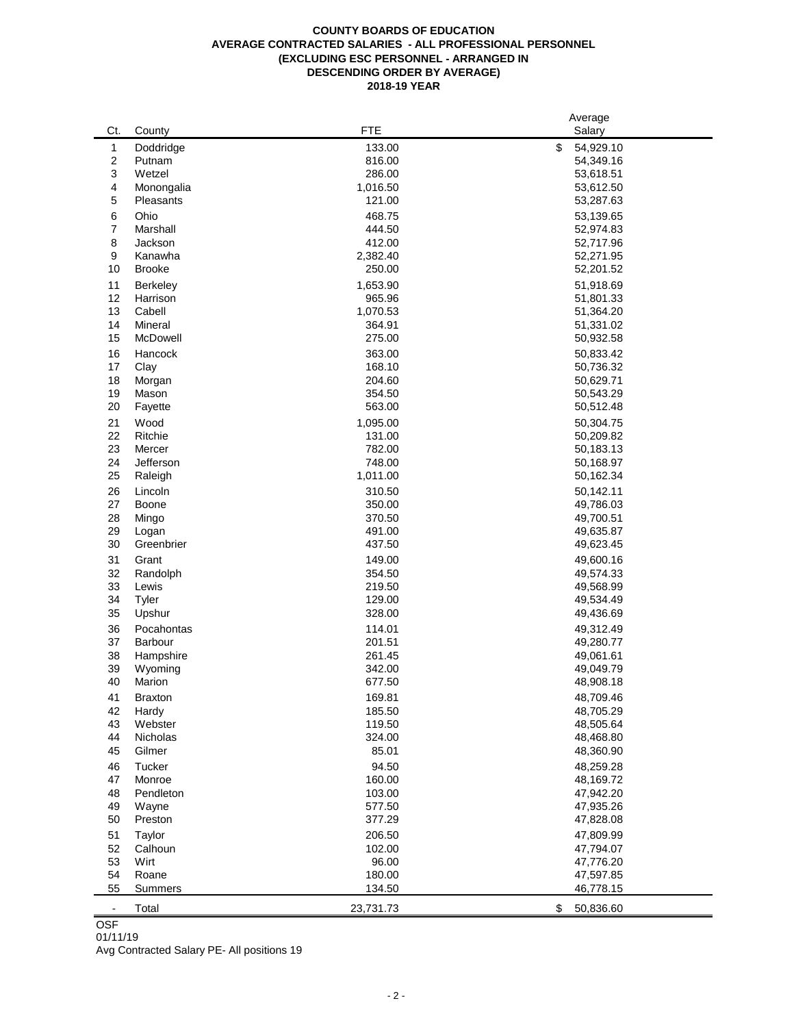# COUNTY BOARDS OF EDUCATION
## AVERAGE CONTRACTED SALARIES - ALL PROFESSIONAL PERSONNEL
## (EXCLUDING ESC PERSONNEL - ARRANGED IN DESCENDING ORDER BY AVERAGE)
## 2018-19 YEAR

| Ct. | County | FTE | Average Salary |
|---|---|---|---|
| 1 | Doddridge | 133.00 | $ 54,929.10 |
| 2 | Putnam | 816.00 | 54,349.16 |
| 3 | Wetzel | 286.00 | 53,618.51 |
| 4 | Monongalia | 1,016.50 | 53,612.50 |
| 5 | Pleasants | 121.00 | 53,287.63 |
| 6 | Ohio | 468.75 | 53,139.65 |
| 7 | Marshall | 444.50 | 52,974.83 |
| 8 | Jackson | 412.00 | 52,717.96 |
| 9 | Kanawha | 2,382.40 | 52,271.95 |
| 10 | Brooke | 250.00 | 52,201.52 |
| 11 | Berkeley | 1,653.90 | 51,918.69 |
| 12 | Harrison | 965.96 | 51,801.33 |
| 13 | Cabell | 1,070.53 | 51,364.20 |
| 14 | Mineral | 364.91 | 51,331.02 |
| 15 | McDowell | 275.00 | 50,932.58 |
| 16 | Hancock | 363.00 | 50,833.42 |
| 17 | Clay | 168.10 | 50,736.32 |
| 18 | Morgan | 204.60 | 50,629.71 |
| 19 | Mason | 354.50 | 50,543.29 |
| 20 | Fayette | 563.00 | 50,512.48 |
| 21 | Wood | 1,095.00 | 50,304.75 |
| 22 | Ritchie | 131.00 | 50,209.82 |
| 23 | Mercer | 782.00 | 50,183.13 |
| 24 | Jefferson | 748.00 | 50,168.97 |
| 25 | Raleigh | 1,011.00 | 50,162.34 |
| 26 | Lincoln | 310.50 | 50,142.11 |
| 27 | Boone | 350.00 | 49,786.03 |
| 28 | Mingo | 370.50 | 49,700.51 |
| 29 | Logan | 491.00 | 49,635.87 |
| 30 | Greenbrier | 437.50 | 49,623.45 |
| 31 | Grant | 149.00 | 49,600.16 |
| 32 | Randolph | 354.50 | 49,574.33 |
| 33 | Lewis | 219.50 | 49,568.99 |
| 34 | Tyler | 129.00 | 49,534.49 |
| 35 | Upshur | 328.00 | 49,436.69 |
| 36 | Pocahontas | 114.01 | 49,312.49 |
| 37 | Barbour | 201.51 | 49,280.77 |
| 38 | Hampshire | 261.45 | 49,061.61 |
| 39 | Wyoming | 342.00 | 49,049.79 |
| 40 | Marion | 677.50 | 48,908.18 |
| 41 | Braxton | 169.81 | 48,709.46 |
| 42 | Hardy | 185.50 | 48,705.29 |
| 43 | Webster | 119.50 | 48,505.64 |
| 44 | Nicholas | 324.00 | 48,468.80 |
| 45 | Gilmer | 85.01 | 48,360.90 |
| 46 | Tucker | 94.50 | 48,259.28 |
| 47 | Monroe | 160.00 | 48,169.72 |
| 48 | Pendleton | 103.00 | 47,942.20 |
| 49 | Wayne | 577.50 | 47,935.26 |
| 50 | Preston | 377.29 | 47,828.08 |
| 51 | Taylor | 206.50 | 47,809.99 |
| 52 | Calhoun | 102.00 | 47,794.07 |
| 53 | Wirt | 96.00 | 47,776.20 |
| 54 | Roane | 180.00 | 47,597.85 |
| 55 | Summers | 134.50 | 46,778.15 |
| - | Total | 23,731.73 | $ 50,836.60 |

OSF
01/11/19
Avg Contracted Salary PE- All positions 19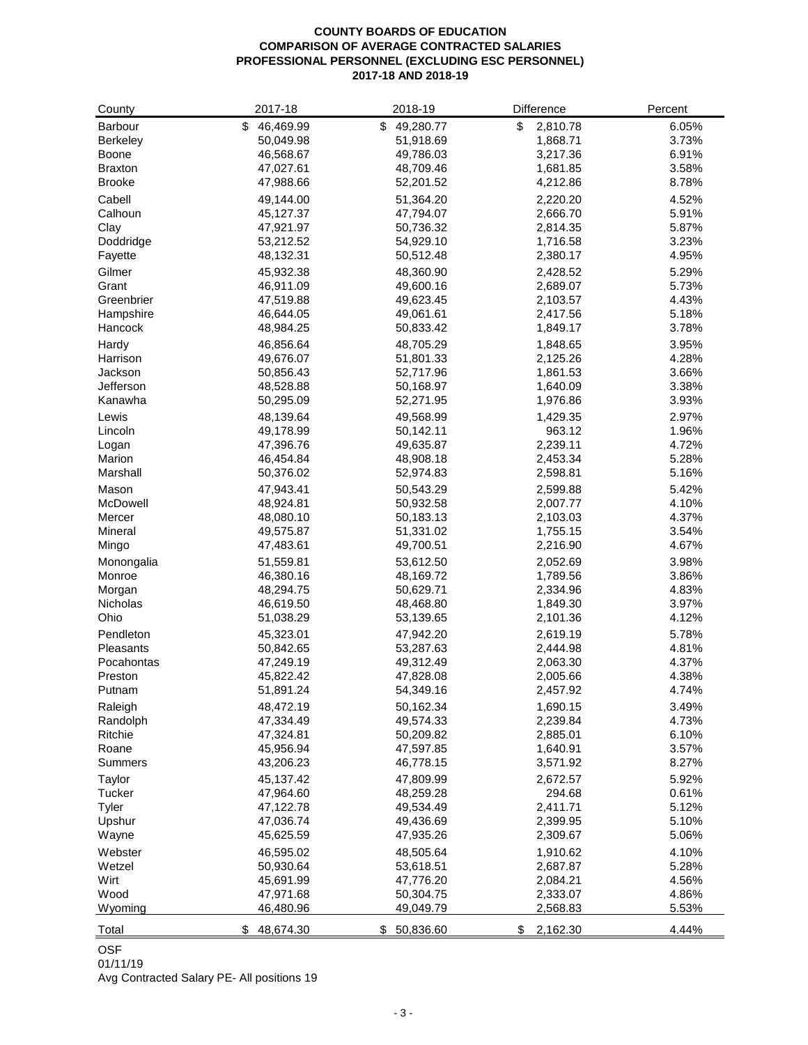**COUNTY BOARDS OF EDUCATION**
**COMPARISON OF AVERAGE CONTRACTED SALARIES**
**PROFESSIONAL PERSONNEL (EXCLUDING ESC PERSONNEL)**
**2017-18 AND 2018-19**

| County | 2017-18 | 2018-19 | Difference | Percent |
|---|---|---|---|---|
| Barbour | $ 46,469.99 | $ 49,280.77 | $ 2,810.78 | 6.05% |
| Berkeley | 50,049.98 | 51,918.69 | 1,868.71 | 3.73% |
| Boone | 46,568.67 | 49,786.03 | 3,217.36 | 6.91% |
| Braxton | 47,027.61 | 48,709.46 | 1,681.85 | 3.58% |
| Brooke | 47,988.66 | 52,201.52 | 4,212.86 | 8.78% |
| Cabell | 49,144.00 | 51,364.20 | 2,220.20 | 4.52% |
| Calhoun | 45,127.37 | 47,794.07 | 2,666.70 | 5.91% |
| Clay | 47,921.97 | 50,736.32 | 2,814.35 | 5.87% |
| Doddridge | 53,212.52 | 54,929.10 | 1,716.58 | 3.23% |
| Fayette | 48,132.31 | 50,512.48 | 2,380.17 | 4.95% |
| Gilmer | 45,932.38 | 48,360.90 | 2,428.52 | 5.29% |
| Grant | 46,911.09 | 49,600.16 | 2,689.07 | 5.73% |
| Greenbrier | 47,519.88 | 49,623.45 | 2,103.57 | 4.43% |
| Hampshire | 46,644.05 | 49,061.61 | 2,417.56 | 5.18% |
| Hancock | 48,984.25 | 50,833.42 | 1,849.17 | 3.78% |
| Hardy | 46,856.64 | 48,705.29 | 1,848.65 | 3.95% |
| Harrison | 49,676.07 | 51,801.33 | 2,125.26 | 4.28% |
| Jackson | 50,856.43 | 52,717.96 | 1,861.53 | 3.66% |
| Jefferson | 48,528.88 | 50,168.97 | 1,640.09 | 3.38% |
| Kanawha | 50,295.09 | 52,271.95 | 1,976.86 | 3.93% |
| Lewis | 48,139.64 | 49,568.99 | 1,429.35 | 2.97% |
| Lincoln | 49,178.99 | 50,142.11 | 963.12 | 1.96% |
| Logan | 47,396.76 | 49,635.87 | 2,239.11 | 4.72% |
| Marion | 46,454.84 | 48,908.18 | 2,453.34 | 5.28% |
| Marshall | 50,376.02 | 52,974.83 | 2,598.81 | 5.16% |
| Mason | 47,943.41 | 50,543.29 | 2,599.88 | 5.42% |
| McDowell | 48,924.81 | 50,932.58 | 2,007.77 | 4.10% |
| Mercer | 48,080.10 | 50,183.13 | 2,103.03 | 4.37% |
| Mineral | 49,575.87 | 51,331.02 | 1,755.15 | 3.54% |
| Mingo | 47,483.61 | 49,700.51 | 2,216.90 | 4.67% |
| Monongalia | 51,559.81 | 53,612.50 | 2,052.69 | 3.98% |
| Monroe | 46,380.16 | 48,169.72 | 1,789.56 | 3.86% |
| Morgan | 48,294.75 | 50,629.71 | 2,334.96 | 4.83% |
| Nicholas | 46,619.50 | 48,468.80 | 1,849.30 | 3.97% |
| Ohio | 51,038.29 | 53,139.65 | 2,101.36 | 4.12% |
| Pendleton | 45,323.01 | 47,942.20 | 2,619.19 | 5.78% |
| Pleasants | 50,842.65 | 53,287.63 | 2,444.98 | 4.81% |
| Pocahontas | 47,249.19 | 49,312.49 | 2,063.30 | 4.37% |
| Preston | 45,822.42 | 47,828.08 | 2,005.66 | 4.38% |
| Putnam | 51,891.24 | 54,349.16 | 2,457.92 | 4.74% |
| Raleigh | 48,472.19 | 50,162.34 | 1,690.15 | 3.49% |
| Randolph | 47,334.49 | 49,574.33 | 2,239.84 | 4.73% |
| Ritchie | 47,324.81 | 50,209.82 | 2,885.01 | 6.10% |
| Roane | 45,956.94 | 47,597.85 | 1,640.91 | 3.57% |
| Summers | 43,206.23 | 46,778.15 | 3,571.92 | 8.27% |
| Taylor | 45,137.42 | 47,809.99 | 2,672.57 | 5.92% |
| Tucker | 47,964.60 | 48,259.28 | 294.68 | 0.61% |
| Tyler | 47,122.78 | 49,534.49 | 2,411.71 | 5.12% |
| Upshur | 47,036.74 | 49,436.69 | 2,399.95 | 5.10% |
| Wayne | 45,625.59 | 47,935.26 | 2,309.67 | 5.06% |
| Webster | 46,595.02 | 48,505.64 | 1,910.62 | 4.10% |
| Wetzel | 50,930.64 | 53,618.51 | 2,687.87 | 5.28% |
| Wirt | 45,691.99 | 47,776.20 | 2,084.21 | 4.56% |
| Wood | 47,971.68 | 50,304.75 | 2,333.07 | 4.86% |
| Wyoming | 46,480.96 | 49,049.79 | 2,568.83 | 5.53% |
| Total | $ 48,674.30 | $ 50,836.60 | $ 2,162.30 | 4.44% |

OSF
01/11/19
Avg Contracted Salary PE- All positions 19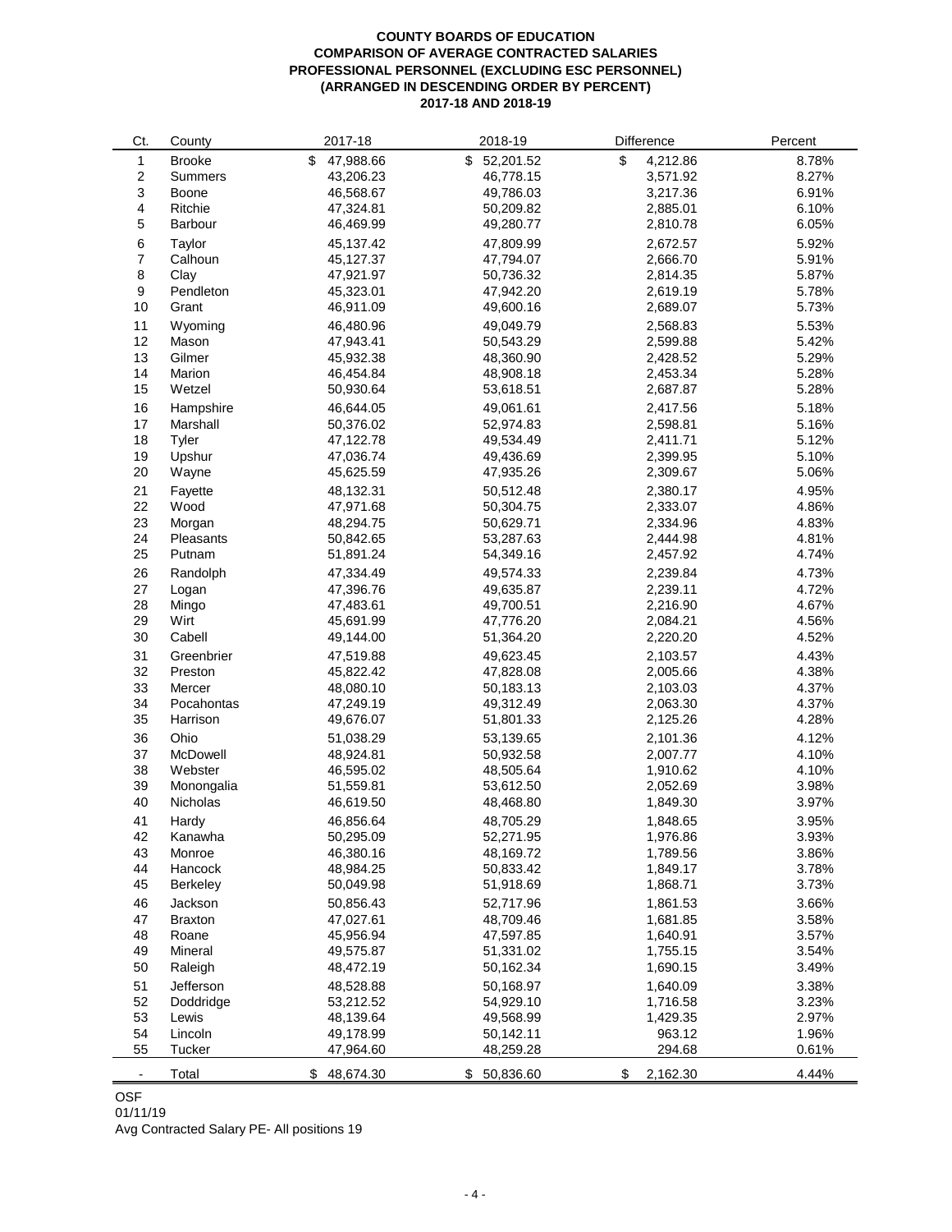**COUNTY BOARDS OF EDUCATION**
**COMPARISON OF AVERAGE CONTRACTED SALARIES**
**PROFESSIONAL PERSONNEL (EXCLUDING ESC PERSONNEL)**
**(ARRANGED IN DESCENDING ORDER BY PERCENT)**
**2017-18 AND 2018-19**

| Ct. | County | 2017-18 | 2018-19 | Difference | Percent |
|---|---|---|---|---|---|
| 1 | Brooke | $ 47,988.66 | $ 52,201.52 | $ 4,212.86 | 8.78% |
| 2 | Summers | 43,206.23 | 46,778.15 | 3,571.92 | 8.27% |
| 3 | Boone | 46,568.67 | 49,786.03 | 3,217.36 | 6.91% |
| 4 | Ritchie | 47,324.81 | 50,209.82 | 2,885.01 | 6.10% |
| 5 | Barbour | 46,469.99 | 49,280.77 | 2,810.78 | 6.05% |
| 6 | Taylor | 45,137.42 | 47,809.99 | 2,672.57 | 5.92% |
| 7 | Calhoun | 45,127.37 | 47,794.07 | 2,666.70 | 5.91% |
| 8 | Clay | 47,921.97 | 50,736.32 | 2,814.35 | 5.87% |
| 9 | Pendleton | 45,323.01 | 47,942.20 | 2,619.19 | 5.78% |
| 10 | Grant | 46,911.09 | 49,600.16 | 2,689.07 | 5.73% |
| 11 | Wyoming | 46,480.96 | 49,049.79 | 2,568.83 | 5.53% |
| 12 | Mason | 47,943.41 | 50,543.29 | 2,599.88 | 5.42% |
| 13 | Gilmer | 45,932.38 | 48,360.90 | 2,428.52 | 5.29% |
| 14 | Marion | 46,454.84 | 48,908.18 | 2,453.34 | 5.28% |
| 15 | Wetzel | 50,930.64 | 53,618.51 | 2,687.87 | 5.28% |
| 16 | Hampshire | 46,644.05 | 49,061.61 | 2,417.56 | 5.18% |
| 17 | Marshall | 50,376.02 | 52,974.83 | 2,598.81 | 5.16% |
| 18 | Tyler | 47,122.78 | 49,534.49 | 2,411.71 | 5.12% |
| 19 | Upshur | 47,036.74 | 49,436.69 | 2,399.95 | 5.10% |
| 20 | Wayne | 45,625.59 | 47,935.26 | 2,309.67 | 5.06% |
| 21 | Fayette | 48,132.31 | 50,512.48 | 2,380.17 | 4.95% |
| 22 | Wood | 47,971.68 | 50,304.75 | 2,333.07 | 4.86% |
| 23 | Morgan | 48,294.75 | 50,629.71 | 2,334.96 | 4.83% |
| 24 | Pleasants | 50,842.65 | 53,287.63 | 2,444.98 | 4.81% |
| 25 | Putnam | 51,891.24 | 54,349.16 | 2,457.92 | 4.74% |
| 26 | Randolph | 47,334.49 | 49,574.33 | 2,239.84 | 4.73% |
| 27 | Logan | 47,396.76 | 49,635.87 | 2,239.11 | 4.72% |
| 28 | Mingo | 47,483.61 | 49,700.51 | 2,216.90 | 4.67% |
| 29 | Wirt | 45,691.99 | 47,776.20 | 2,084.21 | 4.56% |
| 30 | Cabell | 49,144.00 | 51,364.20 | 2,220.20 | 4.52% |
| 31 | Greenbrier | 47,519.88 | 49,623.45 | 2,103.57 | 4.43% |
| 32 | Preston | 45,822.42 | 47,828.08 | 2,005.66 | 4.38% |
| 33 | Mercer | 48,080.10 | 50,183.13 | 2,103.03 | 4.37% |
| 34 | Pocahontas | 47,249.19 | 49,312.49 | 2,063.30 | 4.37% |
| 35 | Harrison | 49,676.07 | 51,801.33 | 2,125.26 | 4.28% |
| 36 | Ohio | 51,038.29 | 53,139.65 | 2,101.36 | 4.12% |
| 37 | McDowell | 48,924.81 | 50,932.58 | 2,007.77 | 4.10% |
| 38 | Webster | 46,595.02 | 48,505.64 | 1,910.62 | 4.10% |
| 39 | Monongalia | 51,559.81 | 53,612.50 | 2,052.69 | 3.98% |
| 40 | Nicholas | 46,619.50 | 48,468.80 | 1,849.30 | 3.97% |
| 41 | Hardy | 46,856.64 | 48,705.29 | 1,848.65 | 3.95% |
| 42 | Kanawha | 50,295.09 | 52,271.95 | 1,976.86 | 3.93% |
| 43 | Monroe | 46,380.16 | 48,169.72 | 1,789.56 | 3.86% |
| 44 | Hancock | 48,984.25 | 50,833.42 | 1,849.17 | 3.78% |
| 45 | Berkeley | 50,049.98 | 51,918.69 | 1,868.71 | 3.73% |
| 46 | Jackson | 50,856.43 | 52,717.96 | 1,861.53 | 3.66% |
| 47 | Braxton | 47,027.61 | 48,709.46 | 1,681.85 | 3.58% |
| 48 | Roane | 45,956.94 | 47,597.85 | 1,640.91 | 3.57% |
| 49 | Mineral | 49,575.87 | 51,331.02 | 1,755.15 | 3.54% |
| 50 | Raleigh | 48,472.19 | 50,162.34 | 1,690.15 | 3.49% |
| 51 | Jefferson | 48,528.88 | 50,168.97 | 1,640.09 | 3.38% |
| 52 | Doddridge | 53,212.52 | 54,929.10 | 1,716.58 | 3.23% |
| 53 | Lewis | 48,139.64 | 49,568.99 | 1,429.35 | 2.97% |
| 54 | Lincoln | 49,178.99 | 50,142.11 | 963.12 | 1.96% |
| 55 | Tucker | 47,964.60 | 48,259.28 | 294.68 | 0.61% |
| - | Total | $ 48,674.30 | $ 50,836.60 | $ 2,162.30 | 4.44% |

OSF
01/11/19
Avg Contracted Salary PE- All positions 19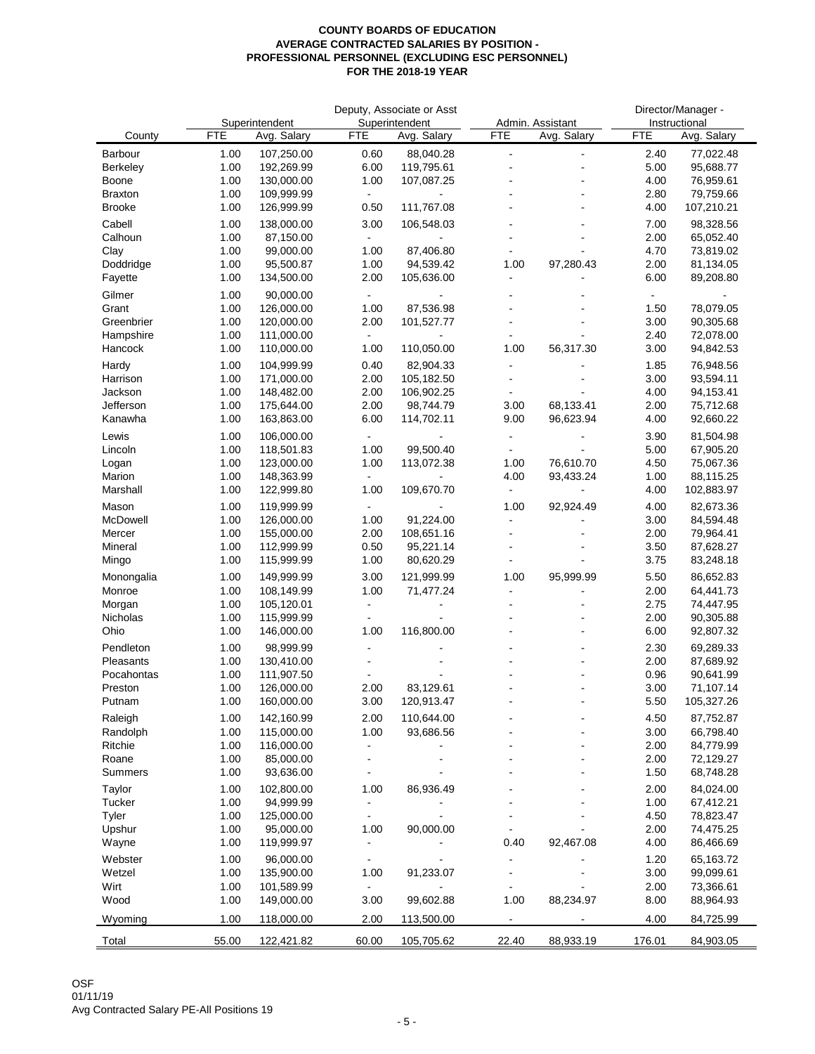**COUNTY BOARDS OF EDUCATION**
**AVERAGE CONTRACTED SALARIES BY POSITION -**
**PROFESSIONAL PERSONNEL (EXCLUDING ESC PERSONNEL)**
**FOR THE 2018-19 YEAR**

| County | Superintendent | | Deputy, Associate or Asst Superintendent | | Admin. Assistant | | Director/Manager - Instructional | |
|---|---|---|---|---|---|---|---|---|
| | FTE | Avg. Salary | FTE | Avg. Salary | FTE | Avg. Salary | FTE | Avg. Salary |
| Barbour | 1.00 | 107,250.00 | 0.60 | 88,040.28 | - | - | 2.40 | 77,022.48 |
| Berkeley | 1.00 | 192,269.99 | 6.00 | 119,795.61 | - | - | 5.00 | 95,688.77 |
| Boone | 1.00 | 130,000.00 | 1.00 | 107,087.25 | - | - | 4.00 | 76,959.61 |
| Braxton | 1.00 | 109,999.99 | - | - | - | - | 2.80 | 79,759.66 |
| Brooke | 1.00 | 126,999.99 | 0.50 | 111,767.08 | - | - | 4.00 | 107,210.21 |
| Cabell | 1.00 | 138,000.00 | 3.00 | 106,548.03 | - | - | 7.00 | 98,328.56 |
| Calhoun | 1.00 | 87,150.00 | - | - | - | - | 2.00 | 65,052.40 |
| Clay | 1.00 | 99,000.00 | 1.00 | 87,406.80 | - | - | 4.70 | 73,819.02 |
| Doddridge | 1.00 | 95,500.87 | 1.00 | 94,539.42 | 1.00 | 97,280.43 | 2.00 | 81,134.05 |
| Fayette | 1.00 | 134,500.00 | 2.00 | 105,636.00 | - | - | 6.00 | 89,208.80 |
| Gilmer | 1.00 | 90,000.00 | - | - | - | - | - | - |
| Grant | 1.00 | 126,000.00 | 1.00 | 87,536.98 | - | - | 1.50 | 78,079.05 |
| Greenbrier | 1.00 | 120,000.00 | 2.00 | 101,527.77 | - | - | 3.00 | 90,305.68 |
| Hampshire | 1.00 | 111,000.00 | - | - | - | - | 2.40 | 72,078.00 |
| Hancock | 1.00 | 110,000.00 | 1.00 | 110,050.00 | 1.00 | 56,317.30 | 3.00 | 94,842.53 |
| Hardy | 1.00 | 104,999.99 | 0.40 | 82,904.33 | - | - | 1.85 | 76,948.56 |
| Harrison | 1.00 | 171,000.00 | 2.00 | 105,182.50 | - | - | 3.00 | 93,594.11 |
| Jackson | 1.00 | 148,482.00 | 2.00 | 106,902.25 | - | - | 4.00 | 94,153.41 |
| Jefferson | 1.00 | 175,644.00 | 2.00 | 98,744.79 | 3.00 | 68,133.41 | 2.00 | 75,712.68 |
| Kanawha | 1.00 | 163,863.00 | 6.00 | 114,702.11 | 9.00 | 96,623.94 | 4.00 | 92,660.22 |
| Lewis | 1.00 | 106,000.00 | - | - | - | - | 3.90 | 81,504.98 |
| Lincoln | 1.00 | 118,501.83 | 1.00 | 99,500.40 | - | - | 5.00 | 67,905.20 |
| Logan | 1.00 | 123,000.00 | 1.00 | 113,072.38 | 1.00 | 76,610.70 | 4.50 | 75,067.36 |
| Marion | 1.00 | 148,363.99 | - | - | 4.00 | 93,433.24 | 1.00 | 88,115.25 |
| Marshall | 1.00 | 122,999.80 | 1.00 | 109,670.70 | - | - | 4.00 | 102,883.97 |
| Mason | 1.00 | 119,999.99 | - | - | 1.00 | 92,924.49 | 4.00 | 82,673.36 |
| McDowell | 1.00 | 126,000.00 | 1.00 | 91,224.00 | - | - | 3.00 | 84,594.48 |
| Mercer | 1.00 | 155,000.00 | 2.00 | 108,651.16 | - | - | 2.00 | 79,964.41 |
| Mineral | 1.00 | 112,999.99 | 0.50 | 95,221.14 | - | - | 3.50 | 87,628.27 |
| Mingo | 1.00 | 115,999.99 | 1.00 | 80,620.29 | - | - | 3.75 | 83,248.18 |
| Monongalia | 1.00 | 149,999.99 | 3.00 | 121,999.99 | 1.00 | 95,999.99 | 5.50 | 86,652.83 |
| Monroe | 1.00 | 108,149.99 | 1.00 | 71,477.24 | - | - | 2.00 | 64,441.73 |
| Morgan | 1.00 | 105,120.01 | - | - | - | - | 2.75 | 74,447.95 |
| Nicholas | 1.00 | 115,999.99 | - | - | - | - | 2.00 | 90,305.88 |
| Ohio | 1.00 | 146,000.00 | 1.00 | 116,800.00 | - | - | 6.00 | 92,807.32 |
| Pendleton | 1.00 | 98,999.99 | - | - | - | - | 2.30 | 69,289.33 |
| Pleasants | 1.00 | 130,410.00 | - | - | - | - | 2.00 | 87,689.92 |
| Pocahontas | 1.00 | 111,907.50 | - | - | - | - | 0.96 | 90,641.99 |
| Preston | 1.00 | 126,000.00 | 2.00 | 83,129.61 | - | - | 3.00 | 71,107.14 |
| Putnam | 1.00 | 160,000.00 | 3.00 | 120,913.47 | - | - | 5.50 | 105,327.26 |
| Raleigh | 1.00 | 142,160.99 | 2.00 | 110,644.00 | - | - | 4.50 | 87,752.87 |
| Randolph | 1.00 | 115,000.00 | 1.00 | 93,686.56 | - | - | 3.00 | 66,798.40 |
| Ritchie | 1.00 | 116,000.00 | - | - | - | - | 2.00 | 84,779.99 |
| Roane | 1.00 | 85,000.00 | - | - | - | - | 2.00 | 72,129.27 |
| Summers | 1.00 | 93,636.00 | - | - | - | - | 1.50 | 68,748.28 |
| Taylor | 1.00 | 102,800.00 | 1.00 | 86,936.49 | - | - | 2.00 | 84,024.00 |
| Tucker | 1.00 | 94,999.99 | - | - | - | - | 1.00 | 67,412.21 |
| Tyler | 1.00 | 125,000.00 | - | - | - | - | 4.50 | 78,823.47 |
| Upshur | 1.00 | 95,000.00 | 1.00 | 90,000.00 | - | - | 2.00 | 74,475.25 |
| Wayne | 1.00 | 119,999.97 | - | - | 0.40 | 92,467.08 | 4.00 | 86,466.69 |
| Webster | 1.00 | 96,000.00 | - | - | - | - | 1.20 | 65,163.72 |
| Wetzel | 1.00 | 135,900.00 | 1.00 | 91,233.07 | - | - | 3.00 | 99,099.61 |
| Wirt | 1.00 | 101,589.99 | - | - | - | - | 2.00 | 73,366.61 |
| Wood | 1.00 | 149,000.00 | 3.00 | 99,602.88 | 1.00 | 88,234.97 | 8.00 | 88,964.93 |
| Wyoming | 1.00 | 118,000.00 | 2.00 | 113,500.00 | - | - | 4.00 | 84,725.99 |
| Total | 55.00 | 122,421.82 | 60.00 | 105,705.62 | 22.40 | 88,933.19 | 176.01 | 84,903.05 |

OSF
01/11/19
Avg Contracted Salary PE-All Positions 19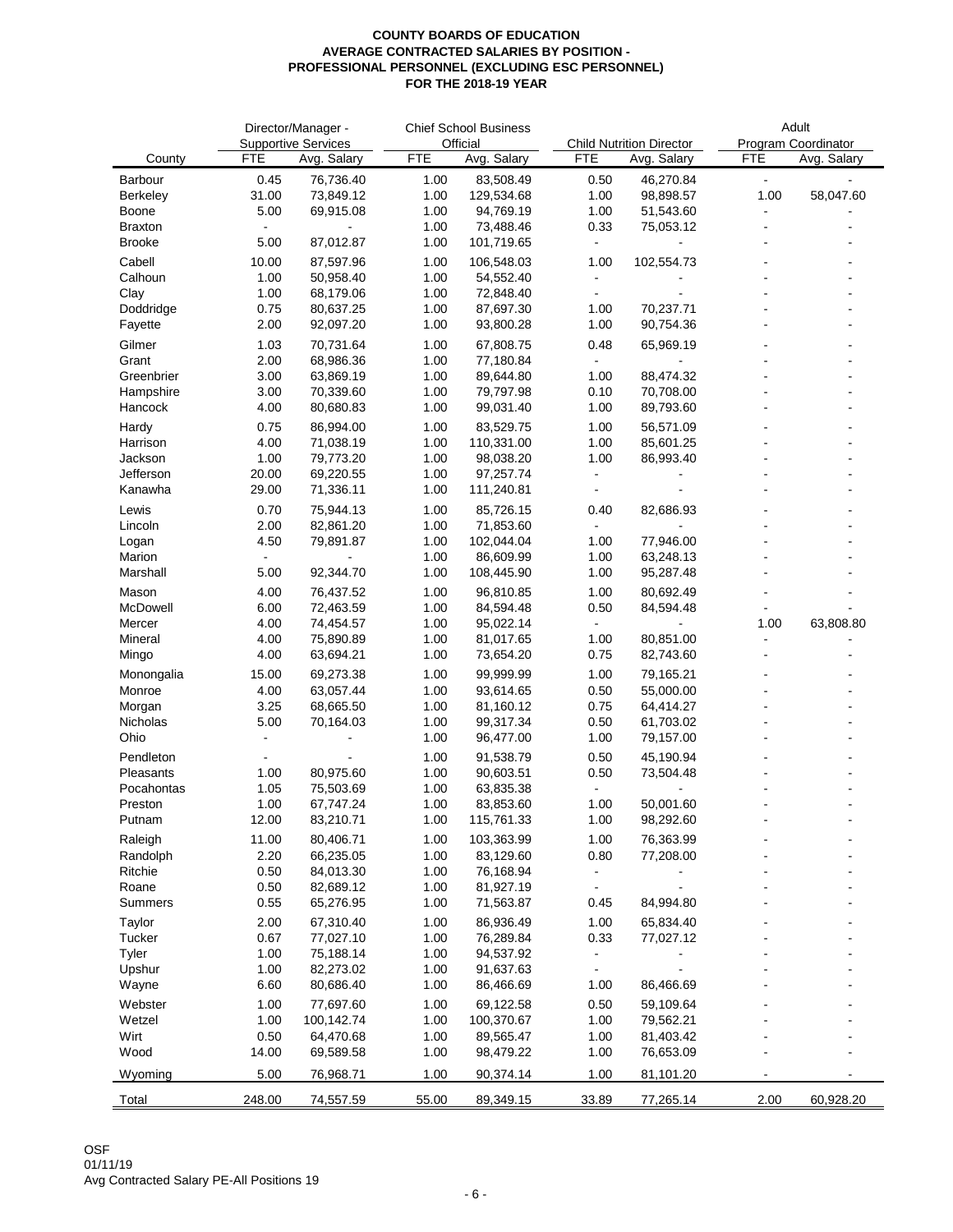**COUNTY BOARDS OF EDUCATION**
**AVERAGE CONTRACTED SALARIES BY POSITION -**
**PROFESSIONAL PERSONNEL (EXCLUDING ESC PERSONNEL)**
**FOR THE 2018-19 YEAR**

| County | Director/Manager - Supportive Services | | Chief School Business Official | | Child Nutrition Director | | Adult Program Coordinator | |
|---|---|---|---|---|---|---|---|---|
| | FTE | Avg. Salary | FTE | Avg. Salary | FTE | Avg. Salary | FTE | Avg. Salary |
| Barbour | 0.45 | 76,736.40 | 1.00 | 83,508.49 | 0.50 | 46,270.84 | - | - |
| Berkeley | 31.00 | 73,849.12 | 1.00 | 129,534.68 | 1.00 | 98,898.57 | 1.00 | 58,047.60 |
| Boone | 5.00 | 69,915.08 | 1.00 | 94,769.19 | 1.00 | 51,543.60 | - | - |
| Braxton | - | - | 1.00 | 73,488.46 | 0.33 | 75,053.12 | - | - |
| Brooke | 5.00 | 87,012.87 | 1.00 | 101,719.65 | - | - | - | - |
| Cabell | 10.00 | 87,597.96 | 1.00 | 106,548.03 | 1.00 | 102,554.73 | - | - |
| Calhoun | 1.00 | 50,958.40 | 1.00 | 54,552.40 | - | - | - | - |
| Clay | 1.00 | 68,179.06 | 1.00 | 72,848.40 | - | - | - | - |
| Doddridge | 0.75 | 80,637.25 | 1.00 | 87,697.30 | 1.00 | 70,237.71 | - | - |
| Fayette | 2.00 | 92,097.20 | 1.00 | 93,800.28 | 1.00 | 90,754.36 | - | - |
| Gilmer | 1.03 | 70,731.64 | 1.00 | 67,808.75 | 0.48 | 65,969.19 | - | - |
| Grant | 2.00 | 68,986.36 | 1.00 | 77,180.84 | - | - | - | - |
| Greenbrier | 3.00 | 63,869.19 | 1.00 | 89,644.80 | 1.00 | 88,474.32 | - | - |
| Hampshire | 3.00 | 70,339.60 | 1.00 | 79,797.98 | 0.10 | 70,708.00 | - | - |
| Hancock | 4.00 | 80,680.83 | 1.00 | 99,031.40 | 1.00 | 89,793.60 | - | - |
| Hardy | 0.75 | 86,994.00 | 1.00 | 83,529.75 | 1.00 | 56,571.09 | - | - |
| Harrison | 4.00 | 71,038.19 | 1.00 | 110,331.00 | 1.00 | 85,601.25 | - | - |
| Jackson | 1.00 | 79,773.20 | 1.00 | 98,038.20 | 1.00 | 86,993.40 | - | - |
| Jefferson | 20.00 | 69,220.55 | 1.00 | 97,257.74 | - | - | - | - |
| Kanawha | 29.00 | 71,336.11 | 1.00 | 111,240.81 | - | - | - | - |
| Lewis | 0.70 | 75,944.13 | 1.00 | 85,726.15 | 0.40 | 82,686.93 | - | - |
| Lincoln | 2.00 | 82,861.20 | 1.00 | 71,853.60 | - | - | - | - |
| Logan | 4.50 | 79,891.87 | 1.00 | 102,044.04 | 1.00 | 77,946.00 | - | - |
| Marion | - | - | 1.00 | 86,609.99 | 1.00 | 63,248.13 | - | - |
| Marshall | 5.00 | 92,344.70 | 1.00 | 108,445.90 | 1.00 | 95,287.48 | - | - |
| Mason | 4.00 | 76,437.52 | 1.00 | 96,810.85 | 1.00 | 80,692.49 | - | - |
| McDowell | 6.00 | 72,463.59 | 1.00 | 84,594.48 | 0.50 | 84,594.48 | - | - |
| Mercer | 4.00 | 74,454.57 | 1.00 | 95,022.14 | - | - | 1.00 | 63,808.80 |
| Mineral | 4.00 | 75,890.89 | 1.00 | 81,017.65 | 1.00 | 80,851.00 | - | - |
| Mingo | 4.00 | 63,694.21 | 1.00 | 73,654.20 | 0.75 | 82,743.60 | - | - |
| Monongalia | 15.00 | 69,273.38 | 1.00 | 99,999.99 | 1.00 | 79,165.21 | - | - |
| Monroe | 4.00 | 63,057.44 | 1.00 | 93,614.65 | 0.50 | 55,000.00 | - | - |
| Morgan | 3.25 | 68,665.50 | 1.00 | 81,160.12 | 0.75 | 64,414.27 | - | - |
| Nicholas | 5.00 | 70,164.03 | 1.00 | 99,317.34 | 0.50 | 61,703.02 | - | - |
| Ohio | - | - | 1.00 | 96,477.00 | 1.00 | 79,157.00 | - | - |
| Pendleton | - | - | 1.00 | 91,538.79 | 0.50 | 45,190.94 | - | - |
| Pleasants | 1.00 | 80,975.60 | 1.00 | 90,603.51 | 0.50 | 73,504.48 | - | - |
| Pocahontas | 1.05 | 75,503.69 | 1.00 | 63,835.38 | - | - | - | - |
| Preston | 1.00 | 67,747.24 | 1.00 | 83,853.60 | 1.00 | 50,001.60 | - | - |
| Putnam | 12.00 | 83,210.71 | 1.00 | 115,761.33 | 1.00 | 98,292.60 | - | - |
| Raleigh | 11.00 | 80,406.71 | 1.00 | 103,363.99 | 1.00 | 76,363.99 | - | - |
| Randolph | 2.20 | 66,235.05 | 1.00 | 83,129.60 | 0.80 | 77,208.00 | - | - |
| Ritchie | 0.50 | 84,013.30 | 1.00 | 76,168.94 | - | - | - | - |
| Roane | 0.50 | 82,689.12 | 1.00 | 81,927.19 | - | - | - | - |
| Summers | 0.55 | 65,276.95 | 1.00 | 71,563.87 | 0.45 | 84,994.80 | - | - |
| Taylor | 2.00 | 67,310.40 | 1.00 | 86,936.49 | 1.00 | 65,834.40 | - | - |
| Tucker | 0.67 | 77,027.10 | 1.00 | 76,289.84 | 0.33 | 77,027.12 | - | - |
| Tyler | 1.00 | 75,188.14 | 1.00 | 94,537.92 | - | - | - | - |
| Upshur | 1.00 | 82,273.02 | 1.00 | 91,637.63 | - | - | - | - |
| Wayne | 6.60 | 80,686.40 | 1.00 | 86,466.69 | 1.00 | 86,466.69 | - | - |
| Webster | 1.00 | 77,697.60 | 1.00 | 69,122.58 | 0.50 | 59,109.64 | - | - |
| Wetzel | 1.00 | 100,142.74 | 1.00 | 100,370.67 | 1.00 | 79,562.21 | - | - |
| Wirt | 0.50 | 64,470.68 | 1.00 | 89,565.47 | 1.00 | 81,403.42 | - | - |
| Wood | 14.00 | 69,589.58 | 1.00 | 98,479.22 | 1.00 | 76,653.09 | - | - |
| Wyoming | 5.00 | 76,968.71 | 1.00 | 90,374.14 | 1.00 | 81,101.20 | - | - |
| Total | 248.00 | 74,557.59 | 55.00 | 89,349.15 | 33.89 | 77,265.14 | 2.00 | 60,928.20 |

OSF
01/11/19
Avg Contracted Salary PE-All Positions 19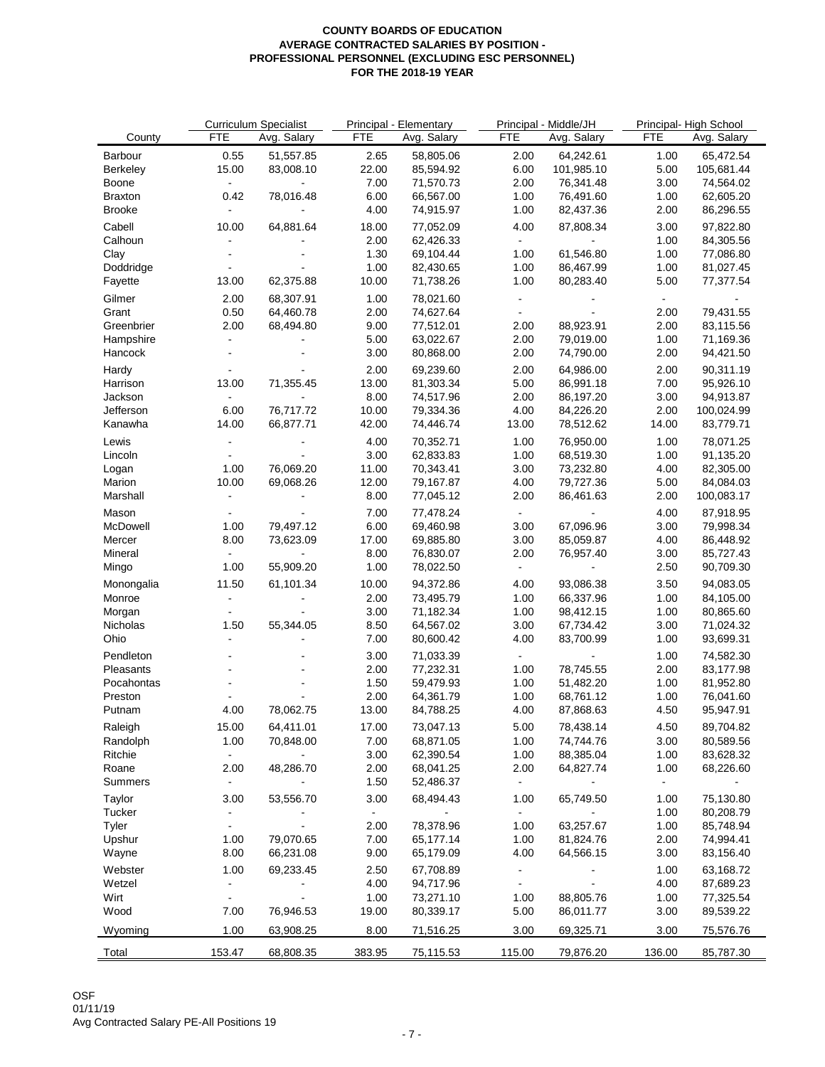**COUNTY BOARDS OF EDUCATION**
**AVERAGE CONTRACTED SALARIES BY POSITION -**
**PROFESSIONAL PERSONNEL (EXCLUDING ESC PERSONNEL)**
**FOR THE 2018-19 YEAR**

| | Curriculum Specialist | | Principal - Elementary | | Principal - Middle/JH | | Principal- High School | |
|---|---|---|---|---|---|---|---|---|
| County | FTE | Avg. Salary | FTE | Avg. Salary | FTE | Avg. Salary | FTE | Avg. Salary |
| Barbour | 0.55 | 51,557.85 | 2.65 | 58,805.06 | 2.00 | 64,242.61 | 1.00 | 65,472.54 |
| Berkeley | 15.00 | 83,008.10 | 22.00 | 85,594.92 | 6.00 | 101,985.10 | 5.00 | 105,681.44 |
| Boone | - | - | 7.00 | 71,570.73 | 2.00 | 76,341.48 | 3.00 | 74,564.02 |
| Braxton | 0.42 | 78,016.48 | 6.00 | 66,567.00 | 1.00 | 76,491.60 | 1.00 | 62,605.20 |
| Brooke | - | - | 4.00 | 74,915.97 | 1.00 | 82,437.36 | 2.00 | 86,296.55 |
| Cabell | 10.00 | 64,881.64 | 18.00 | 77,052.09 | 4.00 | 87,808.34 | 3.00 | 97,822.80 |
| Calhoun | - | - | 2.00 | 62,426.33 | - | - | 1.00 | 84,305.56 |
| Clay | - | - | 1.30 | 69,104.44 | 1.00 | 61,546.80 | 1.00 | 77,086.80 |
| Doddridge | - | - | 1.00 | 82,430.65 | 1.00 | 86,467.99 | 1.00 | 81,027.45 |
| Fayette | 13.00 | 62,375.88 | 10.00 | 71,738.26 | 1.00 | 80,283.40 | 5.00 | 77,377.54 |
| Gilmer | 2.00 | 68,307.91 | 1.00 | 78,021.60 | - | - | - | - |
| Grant | 0.50 | 64,460.78 | 2.00 | 74,627.64 | - | - | 2.00 | 79,431.55 |
| Greenbrier | 2.00 | 68,494.80 | 9.00 | 77,512.01 | 2.00 | 88,923.91 | 2.00 | 83,115.56 |
| Hampshire | - | - | 5.00 | 63,022.67 | 2.00 | 79,019.00 | 1.00 | 71,169.36 |
| Hancock | - | - | 3.00 | 80,868.00 | 2.00 | 74,790.00 | 2.00 | 94,421.50 |
| Hardy | - | - | 2.00 | 69,239.60 | 2.00 | 64,986.00 | 2.00 | 90,311.19 |
| Harrison | 13.00 | 71,355.45 | 13.00 | 81,303.34 | 5.00 | 86,991.18 | 7.00 | 95,926.10 |
| Jackson | - | - | 8.00 | 74,517.96 | 2.00 | 86,197.20 | 3.00 | 94,913.87 |
| Jefferson | 6.00 | 76,717.72 | 10.00 | 79,334.36 | 4.00 | 84,226.20 | 2.00 | 100,024.99 |
| Kanawha | 14.00 | 66,877.71 | 42.00 | 74,446.74 | 13.00 | 78,512.62 | 14.00 | 83,779.71 |
| Lewis | - | - | 4.00 | 70,352.71 | 1.00 | 76,950.00 | 1.00 | 78,071.25 |
| Lincoln | - | - | 3.00 | 62,833.83 | 1.00 | 68,519.30 | 1.00 | 91,135.20 |
| Logan | 1.00 | 76,069.20 | 11.00 | 70,343.41 | 3.00 | 73,232.80 | 4.00 | 82,305.00 |
| Marion | 10.00 | 69,068.26 | 12.00 | 79,167.87 | 4.00 | 79,727.36 | 5.00 | 84,084.03 |
| Marshall | - | - | 8.00 | 77,045.12 | 2.00 | 86,461.63 | 2.00 | 100,083.17 |
| Mason | - | - | 7.00 | 77,478.24 | - | - | 4.00 | 87,918.95 |
| McDowell | 1.00 | 79,497.12 | 6.00 | 69,460.98 | 3.00 | 67,096.96 | 3.00 | 79,998.34 |
| Mercer | 8.00 | 73,623.09 | 17.00 | 69,885.80 | 3.00 | 85,059.87 | 4.00 | 86,448.92 |
| Mineral | - | - | 8.00 | 76,830.07 | 2.00 | 76,957.40 | 3.00 | 85,727.43 |
| Mingo | 1.00 | 55,909.20 | 1.00 | 78,022.50 | - | - | 2.50 | 90,709.30 |
| Monongalia | 11.50 | 61,101.34 | 10.00 | 94,372.86 | 4.00 | 93,086.38 | 3.50 | 94,083.05 |
| Monroe | - | - | 2.00 | 73,495.79 | 1.00 | 66,337.96 | 1.00 | 84,105.00 |
| Morgan | - | - | 3.00 | 71,182.34 | 1.00 | 98,412.15 | 1.00 | 80,865.60 |
| Nicholas | 1.50 | 55,344.05 | 8.50 | 64,567.02 | 3.00 | 67,734.42 | 3.00 | 71,024.32 |
| Ohio | - | - | 7.00 | 80,600.42 | 4.00 | 83,700.99 | 1.00 | 93,699.31 |
| Pendleton | - | - | 3.00 | 71,033.39 | - | - | 1.00 | 74,582.30 |
| Pleasants | - | - | 2.00 | 77,232.31 | 1.00 | 78,745.55 | 2.00 | 83,177.98 |
| Pocahontas | - | - | 1.50 | 59,479.93 | 1.00 | 51,482.20 | 1.00 | 81,952.80 |
| Preston | - | - | 2.00 | 64,361.79 | 1.00 | 68,761.12 | 1.00 | 76,041.60 |
| Putnam | 4.00 | 78,062.75 | 13.00 | 84,788.25 | 4.00 | 87,868.63 | 4.50 | 95,947.91 |
| Raleigh | 15.00 | 64,411.01 | 17.00 | 73,047.13 | 5.00 | 78,438.14 | 4.50 | 89,704.82 |
| Randolph | 1.00 | 70,848.00 | 7.00 | 68,871.05 | 1.00 | 74,744.76 | 3.00 | 80,589.56 |
| Ritchie | - | - | 3.00 | 62,390.54 | 1.00 | 88,385.04 | 1.00 | 83,628.32 |
| Roane | 2.00 | 48,286.70 | 2.00 | 68,041.25 | 2.00 | 64,827.74 | 1.00 | 68,226.60 |
| Summers | - | - | 1.50 | 52,486.37 | - | - | - | - |
| Taylor | 3.00 | 53,556.70 | 3.00 | 68,494.43 | 1.00 | 65,749.50 | 1.00 | 75,130.80 |
| Tucker | - | - | - | - | - | - | 1.00 | 80,208.79 |
| Tyler | - | - | 2.00 | 78,378.96 | 1.00 | 63,257.67 | 1.00 | 85,748.94 |
| Upshur | 1.00 | 79,070.65 | 7.00 | 65,177.14 | 1.00 | 81,824.76 | 2.00 | 74,994.41 |
| Wayne | 8.00 | 66,231.08 | 9.00 | 65,179.09 | 4.00 | 64,566.15 | 3.00 | 83,156.40 |
| Webster | 1.00 | 69,233.45 | 2.50 | 67,708.89 | - | - | 1.00 | 63,168.72 |
| Wetzel | - | - | 4.00 | 94,717.96 | - | - | 4.00 | 87,689.23 |
| Wirt | - | - | 1.00 | 73,271.10 | 1.00 | 88,805.76 | 1.00 | 77,325.54 |
| Wood | 7.00 | 76,946.53 | 19.00 | 80,339.17 | 5.00 | 86,011.77 | 3.00 | 89,539.22 |
| Wyoming | 1.00 | 63,908.25 | 8.00 | 71,516.25 | 3.00 | 69,325.71 | 3.00 | 75,576.76 |
| Total | 153.47 | 68,808.35 | 383.95 | 75,115.53 | 115.00 | 79,876.20 | 136.00 | 85,787.30 |

OSF
01/11/19
Avg Contracted Salary PE-All Positions 19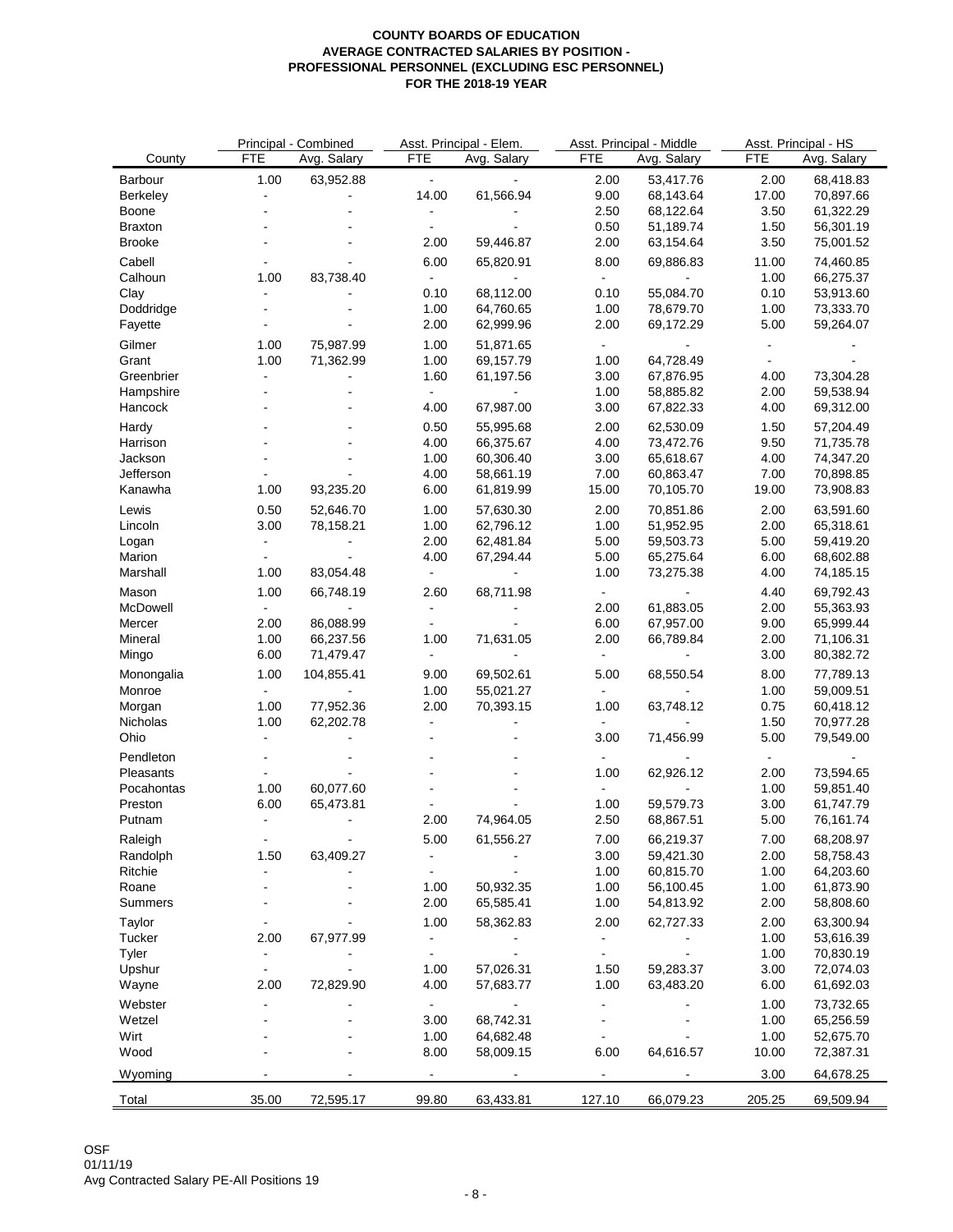**COUNTY BOARDS OF EDUCATION**
**AVERAGE CONTRACTED SALARIES BY POSITION -**
**PROFESSIONAL PERSONNEL (EXCLUDING ESC PERSONNEL)**
**FOR THE 2018-19 YEAR**

| County | Principal - Combined | | Asst. Principal - Elem. | | Asst. Principal - Middle | | Asst. Principal - HS | |
|---|---|---|---|---|---|---|---|---|
| | FTE | Avg. Salary | FTE | Avg. Salary | FTE | Avg. Salary | FTE | Avg. Salary |
| Barbour | 1.00 | 63,952.88 | - | - | 2.00 | 53,417.76 | 2.00 | 68,418.83 |
| Berkeley | - | - | 14.00 | 61,566.94 | 9.00 | 68,143.64 | 17.00 | 70,897.66 |
| Boone | - | - | - | - | 2.50 | 68,122.64 | 3.50 | 61,322.29 |
| Braxton | - | - | - | - | 0.50 | 51,189.74 | 1.50 | 56,301.19 |
| Brooke | - | - | 2.00 | 59,446.87 | 2.00 | 63,154.64 | 3.50 | 75,001.52 |
| Cabell | - | - | 6.00 | 65,820.91 | 8.00 | 69,886.83 | 11.00 | 74,460.85 |
| Calhoun | 1.00 | 83,738.40 | - | - | - | - | 1.00 | 66,275.37 |
| Clay | - | - | 0.10 | 68,112.00 | 0.10 | 55,084.70 | 0.10 | 53,913.60 |
| Doddridge | - | - | 1.00 | 64,760.65 | 1.00 | 78,679.70 | 1.00 | 73,333.70 |
| Fayette | - | - | 2.00 | 62,999.96 | 2.00 | 69,172.29 | 5.00 | 59,264.07 |
| Gilmer | 1.00 | 75,987.99 | 1.00 | 51,871.65 | - | - | - | - |
| Grant | 1.00 | 71,362.99 | 1.00 | 69,157.79 | 1.00 | 64,728.49 | - | - |
| Greenbrier | - | - | 1.60 | 61,197.56 | 3.00 | 67,876.95 | 4.00 | 73,304.28 |
| Hampshire | - | - | - | - | 1.00 | 58,885.82 | 2.00 | 59,538.94 |
| Hancock | - | - | 4.00 | 67,987.00 | 3.00 | 67,822.33 | 4.00 | 69,312.00 |
| Hardy | - | - | 0.50 | 55,995.68 | 2.00 | 62,530.09 | 1.50 | 57,204.49 |
| Harrison | - | - | 4.00 | 66,375.67 | 4.00 | 73,472.76 | 9.50 | 71,735.78 |
| Jackson | - | - | 1.00 | 60,306.40 | 3.00 | 65,618.67 | 4.00 | 74,347.20 |
| Jefferson | - | - | 4.00 | 58,661.19 | 7.00 | 60,863.47 | 7.00 | 70,898.85 |
| Kanawha | 1.00 | 93,235.20 | 6.00 | 61,819.99 | 15.00 | 70,105.70 | 19.00 | 73,908.83 |
| Lewis | 0.50 | 52,646.70 | 1.00 | 57,630.30 | 2.00 | 70,851.86 | 2.00 | 63,591.60 |
| Lincoln | 3.00 | 78,158.21 | 1.00 | 62,796.12 | 1.00 | 51,952.95 | 2.00 | 65,318.61 |
| Logan | - | - | 2.00 | 62,481.84 | 5.00 | 59,503.73 | 5.00 | 59,419.20 |
| Marion | - | - | 4.00 | 67,294.44 | 5.00 | 65,275.64 | 6.00 | 68,602.88 |
| Marshall | 1.00 | 83,054.48 | - | - | 1.00 | 73,275.38 | 4.00 | 74,185.15 |
| Mason | 1.00 | 66,748.19 | 2.60 | 68,711.98 | - | - | 4.40 | 69,792.43 |
| McDowell | - | - | - | - | 2.00 | 61,883.05 | 2.00 | 55,363.93 |
| Mercer | 2.00 | 86,088.99 | - | - | 6.00 | 67,957.00 | 9.00 | 65,999.44 |
| Mineral | 1.00 | 66,237.56 | 1.00 | 71,631.05 | 2.00 | 66,789.84 | 2.00 | 71,106.31 |
| Mingo | 6.00 | 71,479.47 | - | - | - | - | 3.00 | 80,382.72 |
| Monongalia | 1.00 | 104,855.41 | 9.00 | 69,502.61 | 5.00 | 68,550.54 | 8.00 | 77,789.13 |
| Monroe | - | - | 1.00 | 55,021.27 | - | - | 1.00 | 59,009.51 |
| Morgan | 1.00 | 77,952.36 | 2.00 | 70,393.15 | 1.00 | 63,748.12 | 0.75 | 60,418.12 |
| Nicholas | 1.00 | 62,202.78 | - | - | - | - | 1.50 | 70,977.28 |
| Ohio | - | - | - | - | 3.00 | 71,456.99 | 5.00 | 79,549.00 |
| Pendleton | - | - | - | - | - | - | - | - |
| Pleasants | - | - | - | - | 1.00 | 62,926.12 | 2.00 | 73,594.65 |
| Pocahontas | 1.00 | 60,077.60 | - | - | - | - | 1.00 | 59,851.40 |
| Preston | 6.00 | 65,473.81 | - | - | 1.00 | 59,579.73 | 3.00 | 61,747.79 |
| Putnam | - | - | 2.00 | 74,964.05 | 2.50 | 68,867.51 | 5.00 | 76,161.74 |
| Raleigh | - | - | 5.00 | 61,556.27 | 7.00 | 66,219.37 | 7.00 | 68,208.97 |
| Randolph | 1.50 | 63,409.27 | - | - | 3.00 | 59,421.30 | 2.00 | 58,758.43 |
| Ritchie | - | - | - | - | 1.00 | 60,815.70 | 1.00 | 64,203.60 |
| Roane | - | - | 1.00 | 50,932.35 | 1.00 | 56,100.45 | 1.00 | 61,873.90 |
| Summers | - | - | 2.00 | 65,585.41 | 1.00 | 54,813.92 | 2.00 | 58,808.60 |
| Taylor | - | - | 1.00 | 58,362.83 | 2.00 | 62,727.33 | 2.00 | 63,300.94 |
| Tucker | 2.00 | 67,977.99 | - | - | - | - | 1.00 | 53,616.39 |
| Tyler | - | - | - | - | - | - | 1.00 | 70,830.19 |
| Upshur | - | - | 1.00 | 57,026.31 | 1.50 | 59,283.37 | 3.00 | 72,074.03 |
| Wayne | 2.00 | 72,829.90 | 4.00 | 57,683.77 | 1.00 | 63,483.20 | 6.00 | 61,692.03 |
| Webster | - | - | - | - | - | - | 1.00 | 73,732.65 |
| Wetzel | - | - | 3.00 | 68,742.31 | - | - | 1.00 | 65,256.59 |
| Wirt | - | - | 1.00 | 64,682.48 | - | - | 1.00 | 52,675.70 |
| Wood | - | - | 8.00 | 58,009.15 | 6.00 | 64,616.57 | 10.00 | 72,387.31 |
| Wyoming | - | - | - | - | - | - | 3.00 | 64,678.25 |
| Total | 35.00 | 72,595.17 | 99.80 | 63,433.81 | 127.10 | 66,079.23 | 205.25 | 69,509.94 |

OSF
01/11/19
Avg Contracted Salary PE-All Positions 19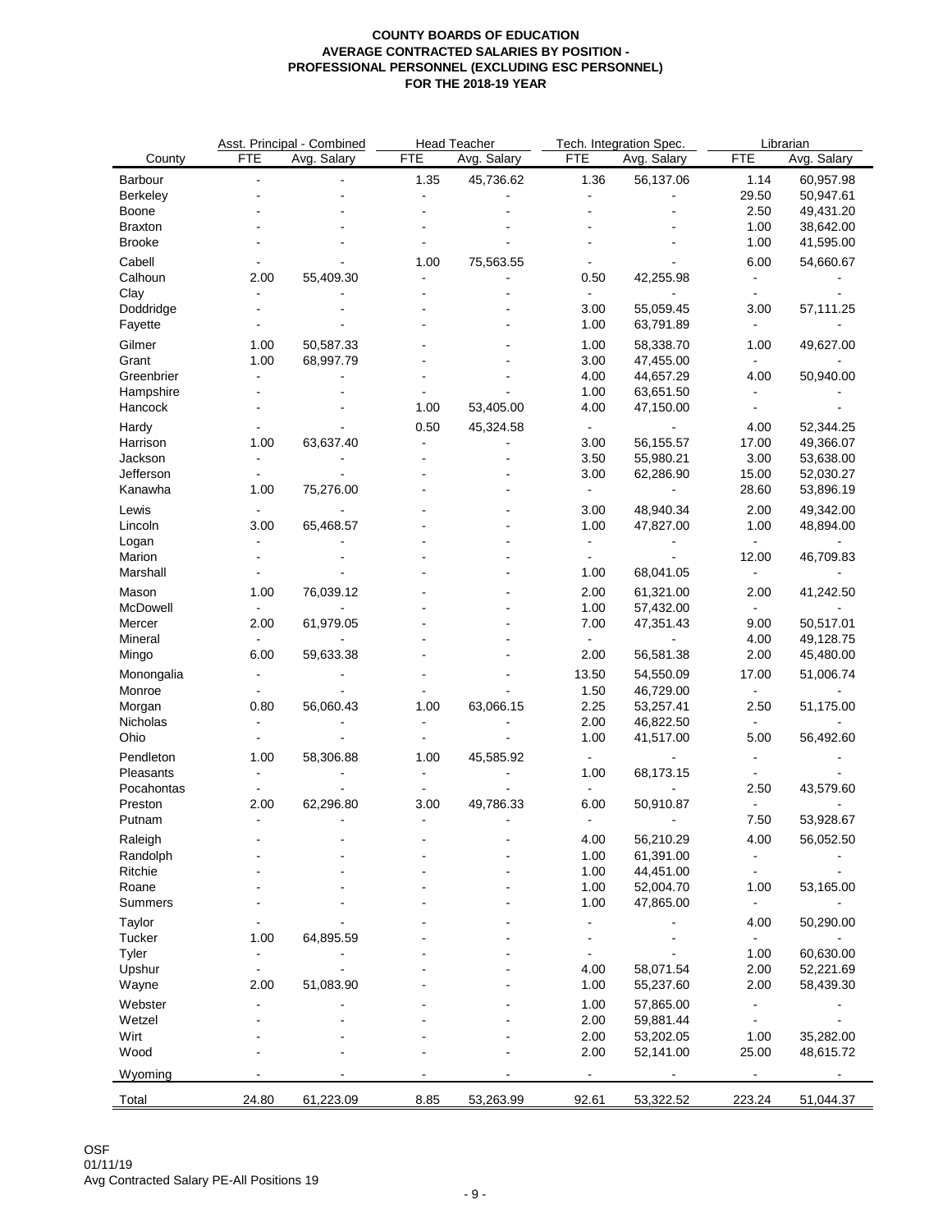**COUNTY BOARDS OF EDUCATION**
**AVERAGE CONTRACTED SALARIES BY POSITION -**
**PROFESSIONAL PERSONNEL (EXCLUDING ESC PERSONNEL)**
**FOR THE 2018-19 YEAR**

| | Asst. Principal - Combined | | Head Teacher | | Tech. Integration Spec. | | Librarian | |
|---|---|---|---|---|---|---|---|---|
| County | FTE | Avg. Salary | FTE | Avg. Salary | FTE | Avg. Salary | FTE | Avg. Salary |
| Barbour | - | - | 1.35 | 45,736.62 | 1.36 | 56,137.06 | 1.14 | 60,957.98 |
| Berkeley | - | - | - | - | - | - | 29.50 | 50,947.61 |
| Boone | - | - | - | - | - | - | 2.50 | 49,431.20 |
| Braxton | - | - | - | - | - | - | 1.00 | 38,642.00 |
| Brooke | - | - | - | - | - | - | 1.00 | 41,595.00 |
| Cabell | - | - | 1.00 | 75,563.55 | - | - | 6.00 | 54,660.67 |
| Calhoun | 2.00 | 55,409.30 | - | - | 0.50 | 42,255.98 | - | - |
| Clay | - | - | - | - | - | - | - | - |
| Doddridge | - | - | - | - | 3.00 | 55,059.45 | 3.00 | 57,111.25 |
| Fayette | - | - | - | - | 1.00 | 63,791.89 | - | - |
| Gilmer | 1.00 | 50,587.33 | - | - | 1.00 | 58,338.70 | 1.00 | 49,627.00 |
| Grant | 1.00 | 68,997.79 | - | - | 3.00 | 47,455.00 | - | - |
| Greenbrier | - | - | - | - | 4.00 | 44,657.29 | 4.00 | 50,940.00 |
| Hampshire | - | - | - | - | 1.00 | 63,651.50 | - | - |
| Hancock | - | - | 1.00 | 53,405.00 | 4.00 | 47,150.00 | - | - |
| Hardy | - | - | 0.50 | 45,324.58 | - | - | 4.00 | 52,344.25 |
| Harrison | 1.00 | 63,637.40 | - | - | 3.00 | 56,155.57 | 17.00 | 49,366.07 |
| Jackson | - | - | - | - | 3.50 | 55,980.21 | 3.00 | 53,638.00 |
| Jefferson | - | - | - | - | 3.00 | 62,286.90 | 15.00 | 52,030.27 |
| Kanawha | 1.00 | 75,276.00 | - | - | - | - | 28.60 | 53,896.19 |
| Lewis | - | - | - | - | 3.00 | 48,940.34 | 2.00 | 49,342.00 |
| Lincoln | 3.00 | 65,468.57 | - | - | 1.00 | 47,827.00 | 1.00 | 48,894.00 |
| Logan | - | - | - | - | - | - | - | - |
| Marion | - | - | - | - | - | - | 12.00 | 46,709.83 |
| Marshall | - | - | - | - | 1.00 | 68,041.05 | - | - |
| Mason | 1.00 | 76,039.12 | - | - | 2.00 | 61,321.00 | 2.00 | 41,242.50 |
| McDowell | - | - | - | - | 1.00 | 57,432.00 | - | - |
| Mercer | 2.00 | 61,979.05 | - | - | 7.00 | 47,351.43 | 9.00 | 50,517.01 |
| Mineral | - | - | - | - | - | - | 4.00 | 49,128.75 |
| Mingo | 6.00 | 59,633.38 | - | - | 2.00 | 56,581.38 | 2.00 | 45,480.00 |
| Monongalia | - | - | - | - | 13.50 | 54,550.09 | 17.00 | 51,006.74 |
| Monroe | - | - | - | - | 1.50 | 46,729.00 | - | - |
| Morgan | 0.80 | 56,060.43 | 1.00 | 63,066.15 | 2.25 | 53,257.41 | 2.50 | 51,175.00 |
| Nicholas | - | - | - | - | 2.00 | 46,822.50 | - | - |
| Ohio | - | - | - | - | 1.00 | 41,517.00 | 5.00 | 56,492.60 |
| Pendleton | 1.00 | 58,306.88 | 1.00 | 45,585.92 | - | - | - | - |
| Pleasants | - | - | - | - | 1.00 | 68,173.15 | - | - |
| Pocahontas | - | - | - | - | - | - | 2.50 | 43,579.60 |
| Preston | 2.00 | 62,296.80 | 3.00 | 49,786.33 | 6.00 | 50,910.87 | - | - |
| Putnam | - | - | - | - | - | - | 7.50 | 53,928.67 |
| Raleigh | - | - | - | - | 4.00 | 56,210.29 | 4.00 | 56,052.50 |
| Randolph | - | - | - | - | 1.00 | 61,391.00 | - | - |
| Ritchie | - | - | - | - | 1.00 | 44,451.00 | - | - |
| Roane | - | - | - | - | 1.00 | 52,004.70 | 1.00 | 53,165.00 |
| Summers | - | - | - | - | 1.00 | 47,865.00 | - | - |
| Taylor | - | - | - | - | - | - | 4.00 | 50,290.00 |
| Tucker | 1.00 | 64,895.59 | - | - | - | - | - | - |
| Tyler | - | - | - | - | - | - | 1.00 | 60,630.00 |
| Upshur | - | - | - | - | 4.00 | 58,071.54 | 2.00 | 52,221.69 |
| Wayne | 2.00 | 51,083.90 | - | - | 1.00 | 55,237.60 | 2.00 | 58,439.30 |
| Webster | - | - | - | - | 1.00 | 57,865.00 | - | - |
| Wetzel | - | - | - | - | 2.00 | 59,881.44 | - | - |
| Wirt | - | - | - | - | 2.00 | 53,202.05 | 1.00 | 35,282.00 |
| Wood | - | - | - | - | 2.00 | 52,141.00 | 25.00 | 48,615.72 |
| Wyoming | - | - | - | - | - | - | - | - |
| Total | 24.80 | 61,223.09 | 8.85 | 53,263.99 | 92.61 | 53,322.52 | 223.24 | 51,044.37 |

OSF
01/11/19
Avg Contracted Salary PE-All Positions 19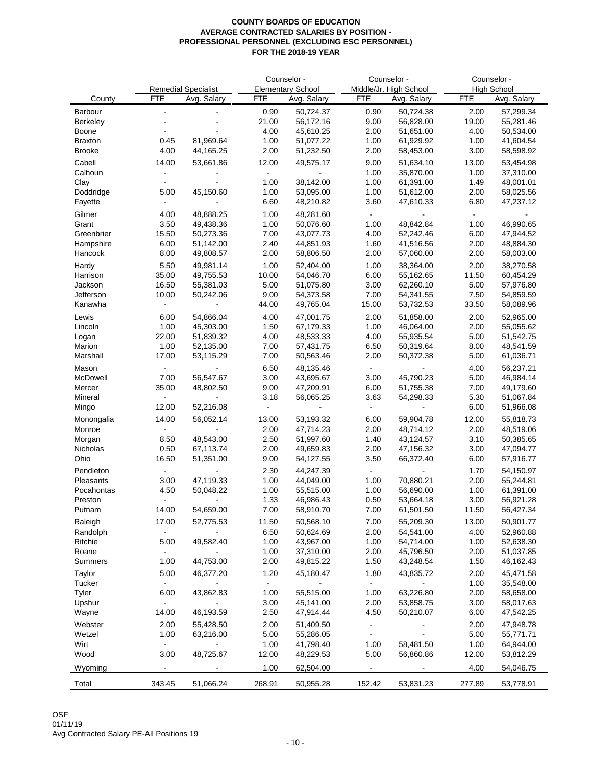**COUNTY BOARDS OF EDUCATION**
**AVERAGE CONTRACTED SALARIES BY POSITION -**
**PROFESSIONAL PERSONNEL (EXCLUDING ESC PERSONNEL)**
**FOR THE 2018-19 YEAR**

| County | Remedial Specialist | | Counselor - Elementary School | | Counselor - Middle/Jr. High School | | Counselor - High School | |
|---|---|---|---|---|---|---|---|---|
| | FTE | Avg. Salary | FTE | Avg. Salary | FTE | Avg. Salary | FTE | Avg. Salary |
| Barbour | - | - | 0.90 | 50,724.37 | 0.90 | 50,724.38 | 2.00 | 57,299.34 |
| Berkeley | - | - | 21.00 | 56,172.16 | 9.00 | 56,828.00 | 19.00 | 55,281.46 |
| Boone | - | - | 4.00 | 45,610.25 | 2.00 | 51,651.00 | 4.00 | 50,534.00 |
| Braxton | 0.45 | 81,969.64 | 1.00 | 51,077.22 | 1.00 | 61,929.92 | 1.00 | 41,604.54 |
| Brooke | 4.00 | 44,165.25 | 2.00 | 51,232.50 | 2.00 | 58,453.00 | 3.00 | 58,598.92 |
| Cabell | 14.00 | 53,661.86 | 12.00 | 49,575.17 | 9.00 | 51,634.10 | 13.00 | 53,454.98 |
| Calhoun | - | - | - | - | 1.00 | 35,870.00 | 1.00 | 37,310.00 |
| Clay | - | - | 1.00 | 38,142.00 | 1.00 | 61,391.00 | 1.49 | 48,001.01 |
| Doddridge | 5.00 | 45,150.60 | 1.00 | 53,095.00 | 1.00 | 51,612.00 | 2.00 | 58,025.56 |
| Fayette | - | - | 6.60 | 48,210.82 | 3.60 | 47,610.33 | 6.80 | 47,237.12 |
| Gilmer | 4.00 | 48,888.25 | 1.00 | 48,281.60 | - | - | - | - |
| Grant | 3.50 | 49,438.36 | 1.00 | 50,076.60 | 1.00 | 48,842.84 | 1.00 | 46,990.65 |
| Greenbrier | 15.50 | 50,273.36 | 7.00 | 43,077.73 | 4.00 | 52,242.46 | 6.00 | 47,944.52 |
| Hampshire | 6.00 | 51,142.00 | 2.40 | 44,851.93 | 1.60 | 41,516.56 | 2.00 | 48,884.30 |
| Hancock | 8.00 | 49,808.57 | 2.00 | 58,806.50 | 2.00 | 57,060.00 | 2.00 | 58,003.00 |
| Hardy | 5.50 | 49,981.14 | 1.00 | 52,404.00 | 1.00 | 38,364.00 | 2.00 | 38,270.58 |
| Harrison | 35.00 | 49,755.53 | 10.00 | 54,046.70 | 6.00 | 55,162.65 | 11.50 | 60,454.29 |
| Jackson | 16.50 | 55,381.03 | 5.00 | 51,075.80 | 3.00 | 62,260.10 | 5.00 | 57,976.80 |
| Jefferson | 10.00 | 50,242.06 | 9.00 | 54,373.58 | 7.00 | 54,341.55 | 7.50 | 54,859.59 |
| Kanawha | - | - | 44.00 | 49,765.04 | 15.00 | 53,732.53 | 33.50 | 58,089.96 |
| Lewis | 6.00 | 54,866.04 | 4.00 | 47,001.75 | 2.00 | 51,858.00 | 2.00 | 52,965.00 |
| Lincoln | 1.00 | 45,303.00 | 1.50 | 67,179.33 | 1.00 | 46,064.00 | 2.00 | 55,055.62 |
| Logan | 22.00 | 51,839.32 | 4.00 | 48,533.33 | 4.00 | 55,935.54 | 5.00 | 51,542.75 |
| Marion | 1.00 | 52,135.00 | 7.00 | 57,431.75 | 6.50 | 50,319.64 | 8.00 | 48,541.59 |
| Marshall | 17.00 | 53,115.29 | 7.00 | 50,563.46 | 2.00 | 50,372.38 | 5.00 | 61,036.71 |
| Mason | - | - | 6.50 | 48,135.46 | - | - | 4.00 | 56,237.21 |
| McDowell | 7.00 | 56,547.67 | 3.00 | 43,695.67 | 3.00 | 45,790.23 | 5.00 | 46,984.14 |
| Mercer | 35.00 | 48,802.50 | 9.00 | 47,209.91 | 6.00 | 51,755.38 | 7.00 | 49,179.60 |
| Mineral | - | - | 3.18 | 56,065.25 | 3.63 | 54,298.33 | 5.30 | 51,067.84 |
| Mingo | 12.00 | 52,216.08 | - | - | - | - | 6.00 | 51,966.08 |
| Monongalia | 14.00 | 56,052.14 | 13.00 | 53,193.32 | 6.00 | 59,904.78 | 12.00 | 55,818.73 |
| Monroe | - | - | 2.00 | 47,714.23 | 2.00 | 48,714.12 | 2.00 | 48,519.06 |
| Morgan | 8.50 | 48,543.00 | 2.50 | 51,997.60 | 1.40 | 43,124.57 | 3.10 | 50,385.65 |
| Nicholas | 0.50 | 67,113.74 | 2.00 | 49,659.83 | 2.00 | 47,156.32 | 3.00 | 47,094.77 |
| Ohio | 16.50 | 51,351.00 | 9.00 | 54,127.55 | 3.50 | 66,372.40 | 6.00 | 57,916.77 |
| Pendleton | - | - | 2.30 | 44,247.39 | - | - | 1.70 | 54,150.97 |
| Pleasants | 3.00 | 47,119.33 | 1.00 | 44,049.00 | 1.00 | 70,880.21 | 2.00 | 55,244.81 |
| Pocahontas | 4.50 | 50,048.22 | 1.00 | 55,515.00 | 1.00 | 56,690.00 | 1.00 | 61,391.00 |
| Preston | - | - | 1.33 | 46,986.43 | 0.50 | 53,664.18 | 3.00 | 56,921.28 |
| Putnam | 14.00 | 54,659.00 | 7.00 | 58,910.70 | 7.00 | 61,501.50 | 11.50 | 56,427.34 |
| Raleigh | 17.00 | 52,775.53 | 11.50 | 50,568.10 | 7.00 | 55,209.30 | 13.00 | 50,901.77 |
| Randolph | - | - | 6.50 | 50,624.69 | 2.00 | 54,541.00 | 4.00 | 52,960.88 |
| Ritchie | 5.00 | 49,582.40 | 1.00 | 43,967.00 | 1.00 | 54,714.00 | 1.00 | 52,638.30 |
| Roane | - | - | 1.00 | 37,310.00 | 2.00 | 45,796.50 | 2.00 | 51,037.85 |
| Summers | 1.00 | 44,753.00 | 2.00 | 49,815.22 | 1.50 | 43,248.54 | 1.50 | 46,162.43 |
| Taylor | 5.00 | 46,377.20 | 1.20 | 45,180.47 | 1.80 | 43,835.72 | 2.00 | 45,471.58 |
| Tucker | - | - | - | - | - | - | 1.00 | 35,548.00 |
| Tyler | 6.00 | 43,862.83 | 1.00 | 55,515.00 | 1.00 | 63,226.80 | 2.00 | 58,658.00 |
| Upshur | - | - | 3.00 | 45,141.00 | 2.00 | 53,858.75 | 3.00 | 58,017.63 |
| Wayne | 14.00 | 46,193.59 | 2.50 | 47,914.44 | 4.50 | 50,210.07 | 6.00 | 47,542.25 |
| Webster | 2.00 | 55,428.50 | 2.00 | 51,409.50 | - | - | 2.00 | 47,948.78 |
| Wetzel | 1.00 | 63,216.00 | 5.00 | 55,286.05 | - | - | 5.00 | 55,771.71 |
| Wirt | - | - | 1.00 | 41,798.40 | 1.00 | 58,481.50 | 1.00 | 64,944.00 |
| Wood | 3.00 | 48,725.67 | 12.00 | 48,229.53 | 5.00 | 56,860.86 | 12.00 | 53,812.29 |
| Wyoming | - | - | 1.00 | 62,504.00 | - | - | 4.00 | 54,046.75 |
| Total | 343.45 | 51,066.24 | 268.91 | 50,955.28 | 152.42 | 53,831.23 | 277.89 | 53,778.91 |

OSF
01/11/19
Avg Contracted Salary PE-All Positions 19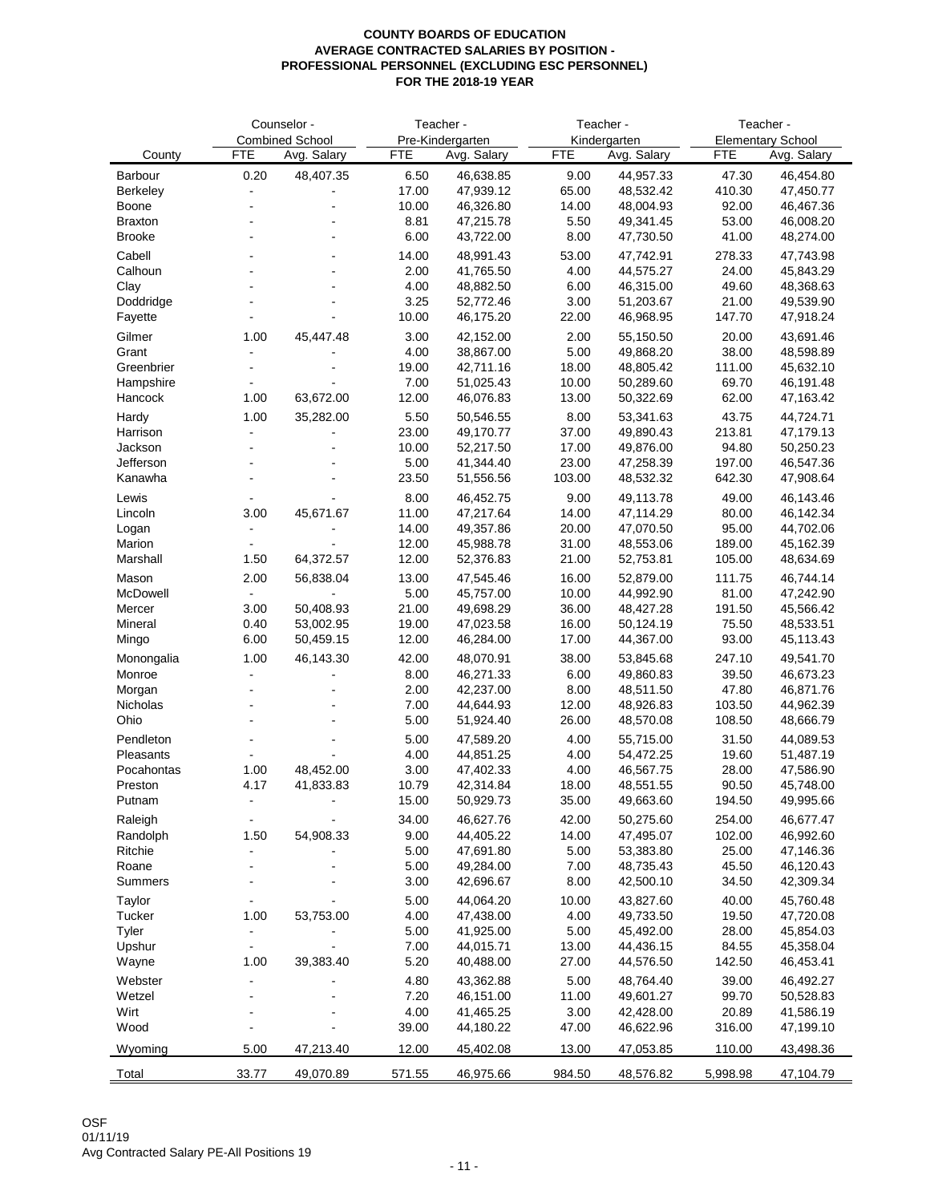**COUNTY BOARDS OF EDUCATION**
**AVERAGE CONTRACTED SALARIES BY POSITION -**
**PROFESSIONAL PERSONNEL (EXCLUDING ESC PERSONNEL)**
**FOR THE 2018-19 YEAR**

| | Counselor - Combined School | | Teacher - Pre-Kindergarten | | Teacher - Kindergarten | | Teacher - Elementary School | |
|---|---|---|---|---|---|---|---|---|
| County | FTE | Avg. Salary | FTE | Avg. Salary | FTE | Avg. Salary | FTE | Avg. Salary |
| Barbour | 0.20 | 48,407.35 | 6.50 | 46,638.85 | 9.00 | 44,957.33 | 47.30 | 46,454.80 |
| Berkeley | - | - | 17.00 | 47,939.12 | 65.00 | 48,532.42 | 410.30 | 47,450.77 |
| Boone | - | - | 10.00 | 46,326.80 | 14.00 | 48,004.93 | 92.00 | 46,467.36 |
| Braxton | - | - | 8.81 | 47,215.78 | 5.50 | 49,341.45 | 53.00 | 46,008.20 |
| Brooke | - | - | 6.00 | 43,722.00 | 8.00 | 47,730.50 | 41.00 | 48,274.00 |
| Cabell | - | - | 14.00 | 48,991.43 | 53.00 | 47,742.91 | 278.33 | 47,743.98 |
| Calhoun | - | - | 2.00 | 41,765.50 | 4.00 | 44,575.27 | 24.00 | 45,843.29 |
| Clay | - | - | 4.00 | 48,882.50 | 6.00 | 46,315.00 | 49.60 | 48,368.63 |
| Doddridge | - | - | 3.25 | 52,772.46 | 3.00 | 51,203.67 | 21.00 | 49,539.90 |
| Fayette | - | - | 10.00 | 46,175.20 | 22.00 | 46,968.95 | 147.70 | 47,918.24 |
| Gilmer | 1.00 | 45,447.48 | 3.00 | 42,152.00 | 2.00 | 55,150.50 | 20.00 | 43,691.46 |
| Grant | - | - | 4.00 | 38,867.00 | 5.00 | 49,868.20 | 38.00 | 48,598.89 |
| Greenbrier | - | - | 19.00 | 42,711.16 | 18.00 | 48,805.42 | 111.00 | 45,632.10 |
| Hampshire | - | - | 7.00 | 51,025.43 | 10.00 | 50,289.60 | 69.70 | 46,191.48 |
| Hancock | 1.00 | 63,672.00 | 12.00 | 46,076.83 | 13.00 | 50,322.69 | 62.00 | 47,163.42 |
| Hardy | 1.00 | 35,282.00 | 5.50 | 50,546.55 | 8.00 | 53,341.63 | 43.75 | 44,724.71 |
| Harrison | - | - | 23.00 | 49,170.77 | 37.00 | 49,890.43 | 213.81 | 47,179.13 |
| Jackson | - | - | 10.00 | 52,217.50 | 17.00 | 49,876.00 | 94.80 | 50,250.23 |
| Jefferson | - | - | 5.00 | 41,344.40 | 23.00 | 47,258.39 | 197.00 | 46,547.36 |
| Kanawha | - | - | 23.50 | 51,556.56 | 103.00 | 48,532.32 | 642.30 | 47,908.64 |
| Lewis | - | - | 8.00 | 46,452.75 | 9.00 | 49,113.78 | 49.00 | 46,143.46 |
| Lincoln | 3.00 | 45,671.67 | 11.00 | 47,217.64 | 14.00 | 47,114.29 | 80.00 | 46,142.34 |
| Logan | - | - | 14.00 | 49,357.86 | 20.00 | 47,070.50 | 95.00 | 44,702.06 |
| Marion | - | - | 12.00 | 45,988.78 | 31.00 | 48,553.06 | 189.00 | 45,162.39 |
| Marshall | 1.50 | 64,372.57 | 12.00 | 52,376.83 | 21.00 | 52,753.81 | 105.00 | 48,634.69 |
| Mason | 2.00 | 56,838.04 | 13.00 | 47,545.46 | 16.00 | 52,879.00 | 111.75 | 46,744.14 |
| McDowell | - | - | 5.00 | 45,757.00 | 10.00 | 44,992.90 | 81.00 | 47,242.90 |
| Mercer | 3.00 | 50,408.93 | 21.00 | 49,698.29 | 36.00 | 48,427.28 | 191.50 | 45,566.42 |
| Mineral | 0.40 | 53,002.95 | 19.00 | 47,023.58 | 16.00 | 50,124.19 | 75.50 | 48,533.51 |
| Mingo | 6.00 | 50,459.15 | 12.00 | 46,284.00 | 17.00 | 44,367.00 | 93.00 | 45,113.43 |
| Monongalia | 1.00 | 46,143.30 | 42.00 | 48,070.91 | 38.00 | 53,845.68 | 247.10 | 49,541.70 |
| Monroe | - | - | 8.00 | 46,271.33 | 6.00 | 49,860.83 | 39.50 | 46,673.23 |
| Morgan | - | - | 2.00 | 42,237.00 | 8.00 | 48,511.50 | 47.80 | 46,871.76 |
| Nicholas | - | - | 7.00 | 44,644.93 | 12.00 | 48,926.83 | 103.50 | 44,962.39 |
| Ohio | - | - | 5.00 | 51,924.40 | 26.00 | 48,570.08 | 108.50 | 48,666.79 |
| Pendleton | - | - | 5.00 | 47,589.20 | 4.00 | 55,715.00 | 31.50 | 44,089.53 |
| Pleasants | - | - | 4.00 | 44,851.25 | 4.00 | 54,472.25 | 19.60 | 51,487.19 |
| Pocahontas | 1.00 | 48,452.00 | 3.00 | 47,402.33 | 4.00 | 46,567.75 | 28.00 | 47,586.90 |
| Preston | 4.17 | 41,833.83 | 10.79 | 42,314.84 | 18.00 | 48,551.55 | 90.50 | 45,748.00 |
| Putnam | - | - | 15.00 | 50,929.73 | 35.00 | 49,663.60 | 194.50 | 49,995.66 |
| Raleigh | - | - | 34.00 | 46,627.76 | 42.00 | 50,275.60 | 254.00 | 46,677.47 |
| Randolph | 1.50 | 54,908.33 | 9.00 | 44,405.22 | 14.00 | 47,495.07 | 102.00 | 46,992.60 |
| Ritchie | - | - | 5.00 | 47,691.80 | 5.00 | 53,383.80 | 25.00 | 47,146.36 |
| Roane | - | - | 5.00 | 49,284.00 | 7.00 | 48,735.43 | 45.50 | 46,120.43 |
| Summers | - | - | 3.00 | 42,696.67 | 8.00 | 42,500.10 | 34.50 | 42,309.34 |
| Taylor | - | - | 5.00 | 44,064.20 | 10.00 | 43,827.60 | 40.00 | 45,760.48 |
| Tucker | 1.00 | 53,753.00 | 4.00 | 47,438.00 | 4.00 | 49,733.50 | 19.50 | 47,720.08 |
| Tyler | - | - | 5.00 | 41,925.00 | 5.00 | 45,492.00 | 28.00 | 45,854.03 |
| Upshur | - | - | 7.00 | 44,015.71 | 13.00 | 44,436.15 | 84.55 | 45,358.04 |
| Wayne | 1.00 | 39,383.40 | 5.20 | 40,488.00 | 27.00 | 44,576.50 | 142.50 | 46,453.41 |
| Webster | - | - | 4.80 | 43,362.88 | 5.00 | 48,764.40 | 39.00 | 46,492.27 |
| Wetzel | - | - | 7.20 | 46,151.00 | 11.00 | 49,601.27 | 99.70 | 50,528.83 |
| Wirt | - | - | 4.00 | 41,465.25 | 3.00 | 42,428.00 | 20.89 | 41,586.19 |
| Wood | - | - | 39.00 | 44,180.22 | 47.00 | 46,622.96 | 316.00 | 47,199.10 |
| Wyoming | 5.00 | 47,213.40 | 12.00 | 45,402.08 | 13.00 | 47,053.85 | 110.00 | 43,498.36 |
| Total | 33.77 | 49,070.89 | 571.55 | 46,975.66 | 984.50 | 48,576.82 | 5,998.98 | 47,104.79 |

OSF
01/11/19
Avg Contracted Salary PE-All Positions 19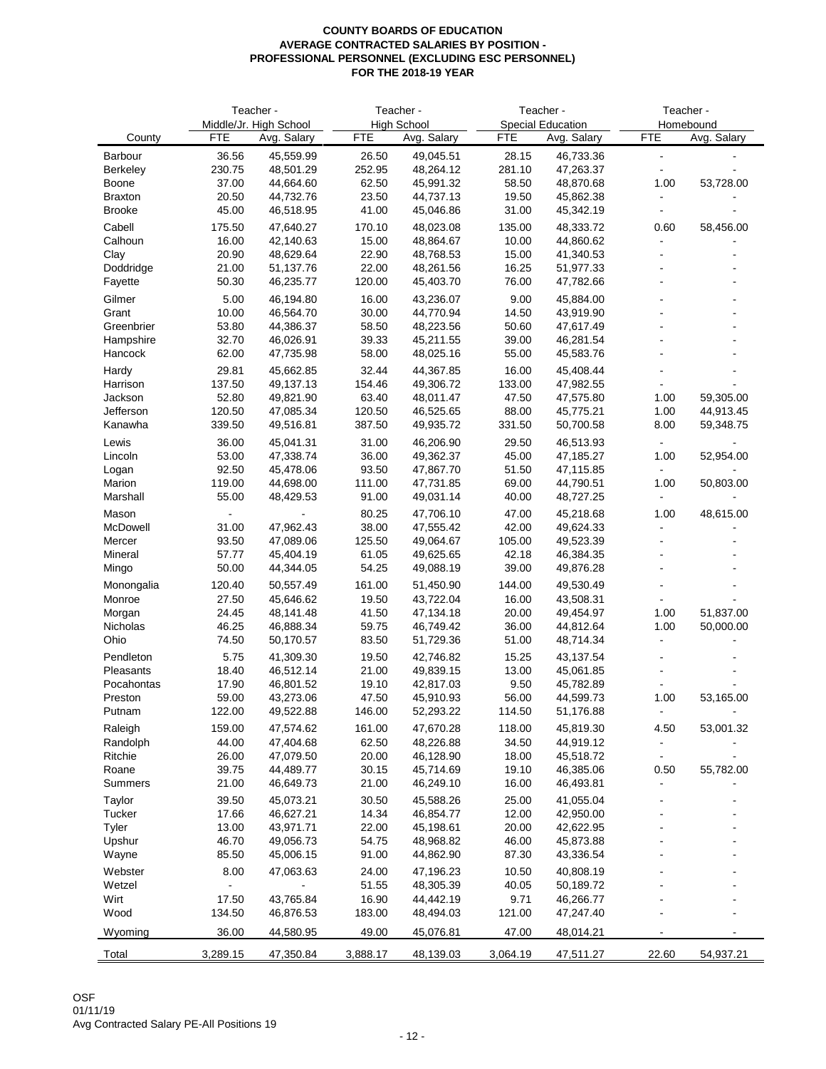**COUNTY BOARDS OF EDUCATION**
**AVERAGE CONTRACTED SALARIES BY POSITION -**
**PROFESSIONAL PERSONNEL (EXCLUDING ESC PERSONNEL)**
**FOR THE 2018-19 YEAR**

| | Teacher - Middle/Jr. High School | | Teacher - High School | | Teacher - Special Education | | Teacher - Homebound | |
|---|---|---|---|---|---|---|---|---|
| County | FTE | Avg. Salary | FTE | Avg. Salary | FTE | Avg. Salary | FTE | Avg. Salary |
| Barbour | 36.56 | 45,559.99 | 26.50 | 49,045.51 | 28.15 | 46,733.36 | - | - |
| Berkeley | 230.75 | 48,501.29 | 252.95 | 48,264.12 | 281.10 | 47,263.37 | - | - |
| Boone | 37.00 | 44,664.60 | 62.50 | 45,991.32 | 58.50 | 48,870.68 | 1.00 | 53,728.00 |
| Braxton | 20.50 | 44,732.76 | 23.50 | 44,737.13 | 19.50 | 45,862.38 | - | - |
| Brooke | 45.00 | 46,518.95 | 41.00 | 45,046.86 | 31.00 | 45,342.19 | - | - |
| Cabell | 175.50 | 47,640.27 | 170.10 | 48,023.08 | 135.00 | 48,333.72 | 0.60 | 58,456.00 |
| Calhoun | 16.00 | 42,140.63 | 15.00 | 48,864.67 | 10.00 | 44,860.62 | - | - |
| Clay | 20.90 | 48,629.64 | 22.90 | 48,768.53 | 15.00 | 41,340.53 | - | - |
| Doddridge | 21.00 | 51,137.76 | 22.00 | 48,261.56 | 16.25 | 51,977.33 | - | - |
| Fayette | 50.30 | 46,235.77 | 120.00 | 45,403.70 | 76.00 | 47,782.66 | - | - |
| Gilmer | 5.00 | 46,194.80 | 16.00 | 43,236.07 | 9.00 | 45,884.00 | - | - |
| Grant | 10.00 | 46,564.70 | 30.00 | 44,770.94 | 14.50 | 43,919.90 | - | - |
| Greenbrier | 53.80 | 44,386.37 | 58.50 | 48,223.56 | 50.60 | 47,617.49 | - | - |
| Hampshire | 32.70 | 46,026.91 | 39.33 | 45,211.55 | 39.00 | 46,281.54 | - | - |
| Hancock | 62.00 | 47,735.98 | 58.00 | 48,025.16 | 55.00 | 45,583.76 | - | - |
| Hardy | 29.81 | 45,662.85 | 32.44 | 44,367.85 | 16.00 | 45,408.44 | - | - |
| Harrison | 137.50 | 49,137.13 | 154.46 | 49,306.72 | 133.00 | 47,982.55 | - | - |
| Jackson | 52.80 | 49,821.90 | 63.40 | 48,011.47 | 47.50 | 47,575.80 | 1.00 | 59,305.00 |
| Jefferson | 120.50 | 47,085.34 | 120.50 | 46,525.65 | 88.00 | 45,775.21 | 1.00 | 44,913.45 |
| Kanawha | 339.50 | 49,516.81 | 387.50 | 49,935.72 | 331.50 | 50,700.58 | 8.00 | 59,348.75 |
| Lewis | 36.00 | 45,041.31 | 31.00 | 46,206.90 | 29.50 | 46,513.93 | - | - |
| Lincoln | 53.00 | 47,338.74 | 36.00 | 49,362.37 | 45.00 | 47,185.27 | 1.00 | 52,954.00 |
| Logan | 92.50 | 45,478.06 | 93.50 | 47,867.70 | 51.50 | 47,115.85 | - | - |
| Marion | 119.00 | 44,698.00 | 111.00 | 47,731.85 | 69.00 | 44,790.51 | 1.00 | 50,803.00 |
| Marshall | 55.00 | 48,429.53 | 91.00 | 49,031.14 | 40.00 | 48,727.25 | - | - |
| Mason | - | - | 80.25 | 47,706.10 | 47.00 | 45,218.68 | 1.00 | 48,615.00 |
| McDowell | 31.00 | 47,962.43 | 38.00 | 47,555.42 | 42.00 | 49,624.33 | - | - |
| Mercer | 93.50 | 47,089.06 | 125.50 | 49,064.67 | 105.00 | 49,523.39 | - | - |
| Mineral | 57.77 | 45,404.19 | 61.05 | 49,625.65 | 42.18 | 46,384.35 | - | - |
| Mingo | 50.00 | 44,344.05 | 54.25 | 49,088.19 | 39.00 | 49,876.28 | - | - |
| Monongalia | 120.40 | 50,557.49 | 161.00 | 51,450.90 | 144.00 | 49,530.49 | - | - |
| Monroe | 27.50 | 45,646.62 | 19.50 | 43,722.04 | 16.00 | 43,508.31 | - | - |
| Morgan | 24.45 | 48,141.48 | 41.50 | 47,134.18 | 20.00 | 49,454.97 | 1.00 | 51,837.00 |
| Nicholas | 46.25 | 46,888.34 | 59.75 | 46,749.42 | 36.00 | 44,812.64 | 1.00 | 50,000.00 |
| Ohio | 74.50 | 50,170.57 | 83.50 | 51,729.36 | 51.00 | 48,714.34 | - | - |
| Pendleton | 5.75 | 41,309.30 | 19.50 | 42,746.82 | 15.25 | 43,137.54 | - | - |
| Pleasants | 18.40 | 46,512.14 | 21.00 | 49,839.15 | 13.00 | 45,061.85 | - | - |
| Pocahontas | 17.90 | 46,801.52 | 19.10 | 42,817.03 | 9.50 | 45,782.89 | - | - |
| Preston | 59.00 | 43,273.06 | 47.50 | 45,910.93 | 56.00 | 44,599.73 | 1.00 | 53,165.00 |
| Putnam | 122.00 | 49,522.88 | 146.00 | 52,293.22 | 114.50 | 51,176.88 | - | - |
| Raleigh | 159.00 | 47,574.62 | 161.00 | 47,670.28 | 118.00 | 45,819.30 | 4.50 | 53,001.32 |
| Randolph | 44.00 | 47,404.68 | 62.50 | 48,226.88 | 34.50 | 44,919.12 | - | - |
| Ritchie | 26.00 | 47,079.50 | 20.00 | 46,128.90 | 18.00 | 45,518.72 | - | - |
| Roane | 39.75 | 44,489.77 | 30.15 | 45,714.69 | 19.10 | 46,385.06 | 0.50 | 55,782.00 |
| Summers | 21.00 | 46,649.73 | 21.00 | 46,249.10 | 16.00 | 46,493.81 | - | - |
| Taylor | 39.50 | 45,073.21 | 30.50 | 45,588.26 | 25.00 | 41,055.04 | - | - |
| Tucker | 17.66 | 46,627.21 | 14.34 | 46,854.77 | 12.00 | 42,950.00 | - | - |
| Tyler | 13.00 | 43,971.71 | 22.00 | 45,198.61 | 20.00 | 42,622.95 | - | - |
| Upshur | 46.70 | 49,056.73 | 54.75 | 48,968.82 | 46.00 | 45,873.88 | - | - |
| Wayne | 85.50 | 45,006.15 | 91.00 | 44,862.90 | 87.30 | 43,336.54 | - | - |
| Webster | 8.00 | 47,063.63 | 24.00 | 47,196.23 | 10.50 | 40,808.19 | - | - |
| Wetzel | - | - | 51.55 | 48,305.39 | 40.05 | 50,189.72 | - | - |
| Wirt | 17.50 | 43,765.84 | 16.90 | 44,442.19 | 9.71 | 46,266.77 | - | - |
| Wood | 134.50 | 46,876.53 | 183.00 | 48,494.03 | 121.00 | 47,247.40 | - | - |
| Wyoming | 36.00 | 44,580.95 | 49.00 | 45,076.81 | 47.00 | 48,014.21 | - | - |
| Total | 3,289.15 | 47,350.84 | 3,888.17 | 48,139.03 | 3,064.19 | 47,511.27 | 22.60 | 54,937.21 |

OSF
01/11/19
Avg Contracted Salary PE-All Positions 19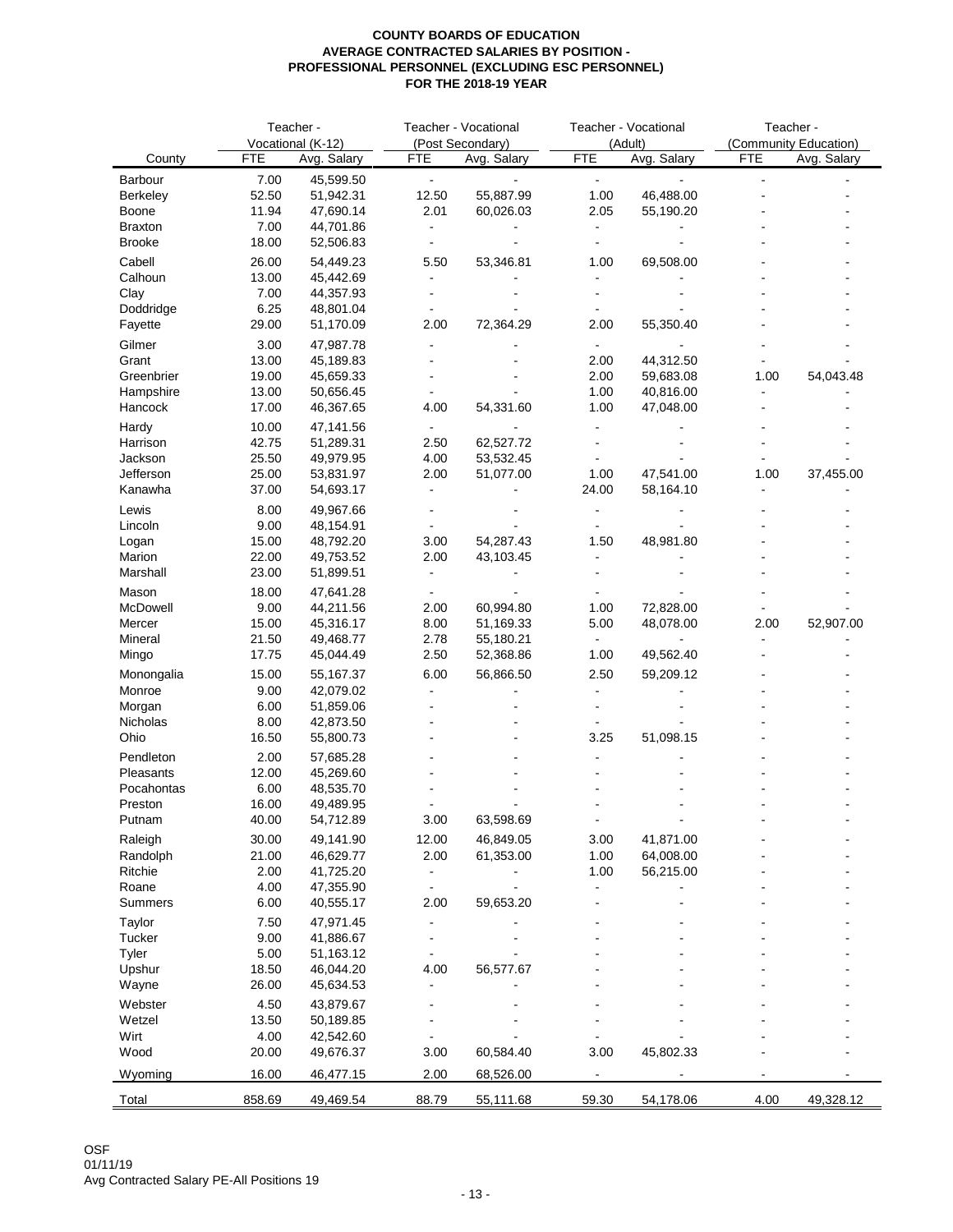**COUNTY BOARDS OF EDUCATION**
**AVERAGE CONTRACTED SALARIES BY POSITION -**
**PROFESSIONAL PERSONNEL (EXCLUDING ESC PERSONNEL)**
**FOR THE 2018-19 YEAR**

| County | Teacher - Vocational (K-12) | | Teacher - Vocational (Post Secondary) | | Teacher - Vocational (Adult) | | Teacher - (Community Education) | |
|---|---|---|---|---|---|---|---|---|
| | FTE | Avg. Salary | FTE | Avg. Salary | FTE | Avg. Salary | FTE | Avg. Salary |
| Barbour | 7.00 | 45,599.50 | - | - | - | - | - | - |
| Berkeley | 52.50 | 51,942.31 | 12.50 | 55,887.99 | 1.00 | 46,488.00 | - | - |
| Boone | 11.94 | 47,690.14 | 2.01 | 60,026.03 | 2.05 | 55,190.20 | - | - |
| Braxton | 7.00 | 44,701.86 | - | - | - | - | - | - |
| Brooke | 18.00 | 52,506.83 | - | - | - | - | - | - |
| Cabell | 26.00 | 54,449.23 | 5.50 | 53,346.81 | 1.00 | 69,508.00 | - | - |
| Calhoun | 13.00 | 45,442.69 | - | - | - | - | - | - |
| Clay | 7.00 | 44,357.93 | - | - | - | - | - | - |
| Doddridge | 6.25 | 48,801.04 | - | - | - | - | - | - |
| Fayette | 29.00 | 51,170.09 | 2.00 | 72,364.29 | 2.00 | 55,350.40 | - | - |
| Gilmer | 3.00 | 47,987.78 | - | - | - | - | - | - |
| Grant | 13.00 | 45,189.83 | - | - | 2.00 | 44,312.50 | - | - |
| Greenbrier | 19.00 | 45,659.33 | - | - | 2.00 | 59,683.08 | 1.00 | 54,043.48 |
| Hampshire | 13.00 | 50,656.45 | - | - | 1.00 | 40,816.00 | - | - |
| Hancock | 17.00 | 46,367.65 | 4.00 | 54,331.60 | 1.00 | 47,048.00 | - | - |
| Hardy | 10.00 | 47,141.56 | - | - | - | - | - | - |
| Harrison | 42.75 | 51,289.31 | 2.50 | 62,527.72 | - | - | - | - |
| Jackson | 25.50 | 49,979.95 | 4.00 | 53,532.45 | - | - | - | - |
| Jefferson | 25.00 | 53,831.97 | 2.00 | 51,077.00 | 1.00 | 47,541.00 | 1.00 | 37,455.00 |
| Kanawha | 37.00 | 54,693.17 | - | - | 24.00 | 58,164.10 | - | - |
| Lewis | 8.00 | 49,967.66 | - | - | - | - | - | - |
| Lincoln | 9.00 | 48,154.91 | - | - | - | - | - | - |
| Logan | 15.00 | 48,792.20 | 3.00 | 54,287.43 | 1.50 | 48,981.80 | - | - |
| Marion | 22.00 | 49,753.52 | 2.00 | 43,103.45 | - | - | - | - |
| Marshall | 23.00 | 51,899.51 | - | - | - | - | - | - |
| Mason | 18.00 | 47,641.28 | - | - | - | - | - | - |
| McDowell | 9.00 | 44,211.56 | 2.00 | 60,994.80 | 1.00 | 72,828.00 | - | - |
| Mercer | 15.00 | 45,316.17 | 8.00 | 51,169.33 | 5.00 | 48,078.00 | 2.00 | 52,907.00 |
| Mineral | 21.50 | 49,468.77 | 2.78 | 55,180.21 | - | - | - | - |
| Mingo | 17.75 | 45,044.49 | 2.50 | 52,368.86 | 1.00 | 49,562.40 | - | - |
| Monongalia | 15.00 | 55,167.37 | 6.00 | 56,866.50 | 2.50 | 59,209.12 | - | - |
| Monroe | 9.00 | 42,079.02 | - | - | - | - | - | - |
| Morgan | 6.00 | 51,859.06 | - | - | - | - | - | - |
| Nicholas | 8.00 | 42,873.50 | - | - | - | - | - | - |
| Ohio | 16.50 | 55,800.73 | - | - | 3.25 | 51,098.15 | - | - |
| Pendleton | 2.00 | 57,685.28 | - | - | - | - | - | - |
| Pleasants | 12.00 | 45,269.60 | - | - | - | - | - | - |
| Pocahontas | 6.00 | 48,535.70 | - | - | - | - | - | - |
| Preston | 16.00 | 49,489.95 | - | - | - | - | - | - |
| Putnam | 40.00 | 54,712.89 | 3.00 | 63,598.69 | - | - | - | - |
| Raleigh | 30.00 | 49,141.90 | 12.00 | 46,849.05 | 3.00 | 41,871.00 | - | - |
| Randolph | 21.00 | 46,629.77 | 2.00 | 61,353.00 | 1.00 | 64,008.00 | - | - |
| Ritchie | 2.00 | 41,725.20 | - | - | 1.00 | 56,215.00 | - | - |
| Roane | 4.00 | 47,355.90 | - | - | - | - | - | - |
| Summers | 6.00 | 40,555.17 | 2.00 | 59,653.20 | - | - | - | - |
| Taylor | 7.50 | 47,971.45 | - | - | - | - | - | - |
| Tucker | 9.00 | 41,886.67 | - | - | - | - | - | - |
| Tyler | 5.00 | 51,163.12 | - | - | - | - | - | - |
| Upshur | 18.50 | 46,044.20 | 4.00 | 56,577.67 | - | - | - | - |
| Wayne | 26.00 | 45,634.53 | - | - | - | - | - | - |
| Webster | 4.50 | 43,879.67 | - | - | - | - | - | - |
| Wetzel | 13.50 | 50,189.85 | - | - | - | - | - | - |
| Wirt | 4.00 | 42,542.60 | - | - | - | - | - | - |
| Wood | 20.00 | 49,676.37 | 3.00 | 60,584.40 | 3.00 | 45,802.33 | - | - |
| Wyoming | 16.00 | 46,477.15 | 2.00 | 68,526.00 | - | - | - | - |
| Total | 858.69 | 49,469.54 | 88.79 | 55,111.68 | 59.30 | 54,178.06 | 4.00 | 49,328.12 |

OSF
01/11/19
Avg Contracted Salary PE-All Positions 19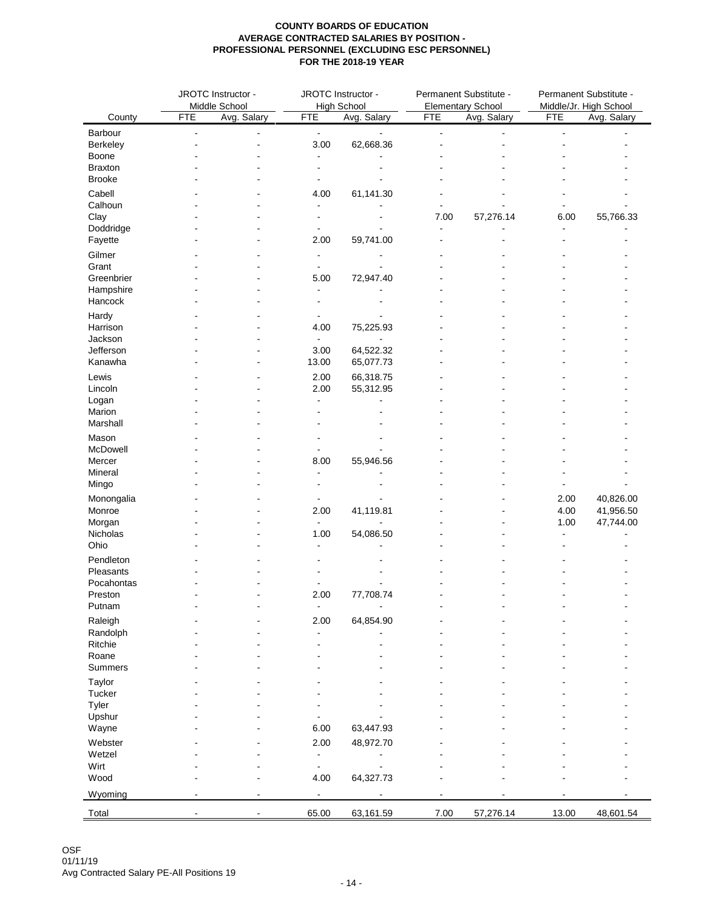**COUNTY BOARDS OF EDUCATION**
**AVERAGE CONTRACTED SALARIES BY POSITION -**
**PROFESSIONAL PERSONNEL (EXCLUDING ESC PERSONNEL)**
**FOR THE 2018-19 YEAR**

| County | JROTC Instructor - Middle School | | JROTC Instructor - High School | | Permanent Substitute - Elementary School | | Permanent Substitute - Middle/Jr. High School | |
|---|---|---|---|---|---|---|---|---|
| | FTE | Avg. Salary | FTE | Avg. Salary | FTE | Avg. Salary | FTE | Avg. Salary |
| Barbour | - | - | - | - | - | - | - | - |
| Berkeley | - | - | 3.00 | 62,668.36 | - | - | - | - |
| Boone | - | - | - | - | - | - | - | - |
| Braxton | - | - | - | - | - | - | - | - |
| Brooke | - | - | - | - | - | - | - | - |
| Cabell | - | - | 4.00 | 61,141.30 | - | - | - | - |
| Calhoun | - | - | - | - | - | - | - | - |
| Clay | - | - | - | - | 7.00 | 57,276.14 | 6.00 | 55,766.33 |
| Doddridge | - | - | - | - | - | - | - | - |
| Fayette | - | - | 2.00 | 59,741.00 | - | - | - | - |
| Gilmer | - | - | - | - | - | - | - | - |
| Grant | - | - | - | - | - | - | - | - |
| Greenbrier | - | - | 5.00 | 72,947.40 | - | - | - | - |
| Hampshire | - | - | - | - | - | - | - | - |
| Hancock | - | - | - | - | - | - | - | - |
| Hardy | - | - | - | - | - | - | - | - |
| Harrison | - | - | 4.00 | 75,225.93 | - | - | - | - |
| Jackson | - | - | - | - | - | - | - | - |
| Jefferson | - | - | 3.00 | 64,522.32 | - | - | - | - |
| Kanawha | - | - | 13.00 | 65,077.73 | - | - | - | - |
| Lewis | - | - | 2.00 | 66,318.75 | - | - | - | - |
| Lincoln | - | - | 2.00 | 55,312.95 | - | - | - | - |
| Logan | - | - | - | - | - | - | - | - |
| Marion | - | - | - | - | - | - | - | - |
| Marshall | - | - | - | - | - | - | - | - |
| Mason | - | - | - | - | - | - | - | - |
| McDowell | - | - | - | - | - | - | - | - |
| Mercer | - | - | 8.00 | 55,946.56 | - | - | - | - |
| Mineral | - | - | - | - | - | - | - | - |
| Mingo | - | - | - | - | - | - | - | - |
| Monongalia | - | - | - | - | - | - | 2.00 | 40,826.00 |
| Monroe | - | - | 2.00 | 41,119.81 | - | - | 4.00 | 41,956.50 |
| Morgan | - | - | - | - | - | - | 1.00 | 47,744.00 |
| Nicholas | - | - | 1.00 | 54,086.50 | - | - | - | - |
| Ohio | - | - | - | - | - | - | - | - |
| Pendleton | - | - | - | - | - | - | - | - |
| Pleasants | - | - | - | - | - | - | - | - |
| Pocahontas | - | - | - | - | - | - | - | - |
| Preston | - | - | 2.00 | 77,708.74 | - | - | - | - |
| Putnam | - | - | - | - | - | - | - | - |
| Raleigh | - | - | 2.00 | 64,854.90 | - | - | - | - |
| Randolph | - | - | - | - | - | - | - | - |
| Ritchie | - | - | - | - | - | - | - | - |
| Roane | - | - | - | - | - | - | - | - |
| Summers | - | - | - | - | - | - | - | - |
| Taylor | - | - | - | - | - | - | - | - |
| Tucker | - | - | - | - | - | - | - | - |
| Tyler | - | - | - | - | - | - | - | - |
| Upshur | - | - | - | - | - | - | - | - |
| Wayne | - | - | 6.00 | 63,447.93 | - | - | - | - |
| Webster | - | - | 2.00 | 48,972.70 | - | - | - | - |
| Wetzel | - | - | - | - | - | - | - | - |
| Wirt | - | - | - | - | - | - | - | - |
| Wood | - | - | 4.00 | 64,327.73 | - | - | - | - |
| Wyoming | - | - | - | - | - | - | - | - |
| Total | - | - | 65.00 | 63,161.59 | 7.00 | 57,276.14 | 13.00 | 48,601.54 |

OSF
01/11/19
Avg Contracted Salary PE-All Positions 19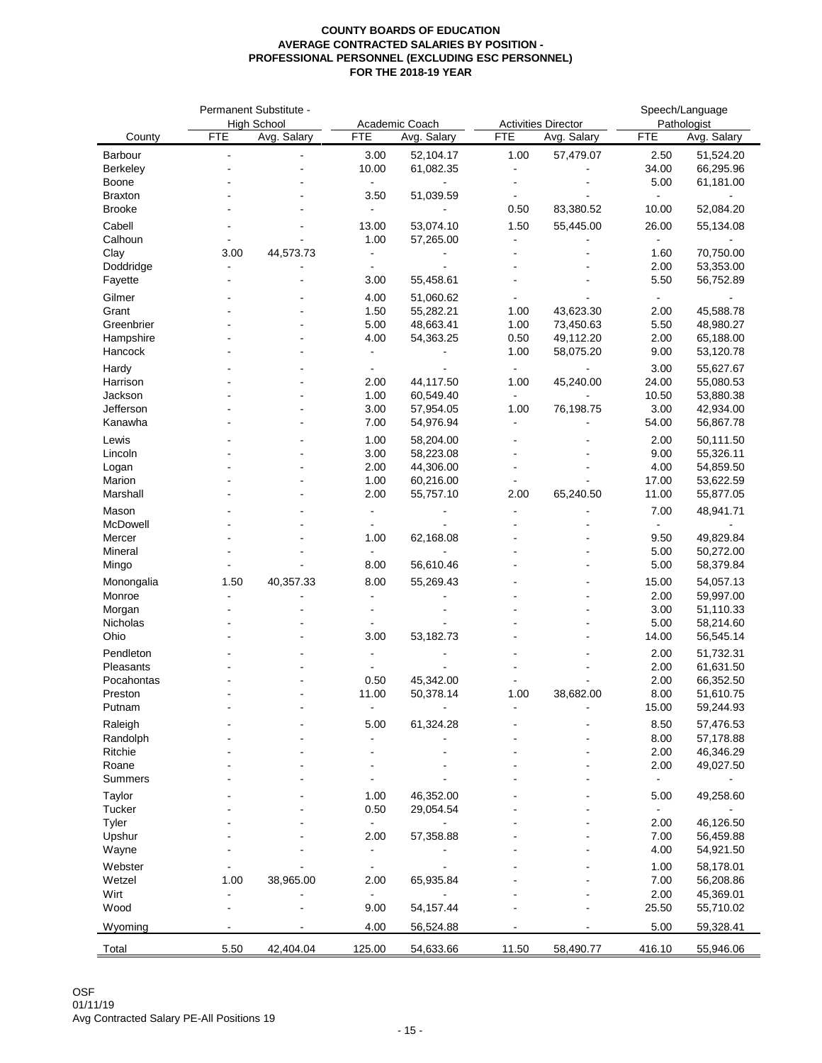**COUNTY BOARDS OF EDUCATION**
**AVERAGE CONTRACTED SALARIES BY POSITION -**
**PROFESSIONAL PERSONNEL (EXCLUDING ESC PERSONNEL)**
**FOR THE 2018-19 YEAR**

| | Permanent Substitute - High School | | Academic Coach | | Activities Director | | Speech/Language Pathologist | |
|---|---|---|---|---|---|---|---|---|
| County | FTE | Avg. Salary | FTE | Avg. Salary | FTE | Avg. Salary | FTE | Avg. Salary |
| Barbour | - | - | 3.00 | 52,104.17 | 1.00 | 57,479.07 | 2.50 | 51,524.20 |
| Berkeley | - | - | 10.00 | 61,082.35 | - | - | 34.00 | 66,295.96 |
| Boone | - | - | - | - | - | - | 5.00 | 61,181.00 |
| Braxton | - | - | 3.50 | 51,039.59 | - | - | - | - |
| Brooke | - | - | - | - | 0.50 | 83,380.52 | 10.00 | 52,084.20 |
| Cabell | - | - | 13.00 | 53,074.10 | 1.50 | 55,445.00 | 26.00 | 55,134.08 |
| Calhoun | - | - | 1.00 | 57,265.00 | - | - | - | - |
| Clay | 3.00 | 44,573.73 | - | - | - | - | 1.60 | 70,750.00 |
| Doddridge | - | - | - | - | - | - | 2.00 | 53,353.00 |
| Fayette | - | - | 3.00 | 55,458.61 | - | - | 5.50 | 56,752.89 |
| Gilmer | - | - | 4.00 | 51,060.62 | - | - | - | - |
| Grant | - | - | 1.50 | 55,282.21 | 1.00 | 43,623.30 | 2.00 | 45,588.78 |
| Greenbrier | - | - | 5.00 | 48,663.41 | 1.00 | 73,450.63 | 5.50 | 48,980.27 |
| Hampshire | - | - | 4.00 | 54,363.25 | 0.50 | 49,112.20 | 2.00 | 65,188.00 |
| Hancock | - | - | - | - | 1.00 | 58,075.20 | 9.00 | 53,120.78 |
| Hardy | - | - | - | - | - | - | 3.00 | 55,627.67 |
| Harrison | - | - | 2.00 | 44,117.50 | 1.00 | 45,240.00 | 24.00 | 55,080.53 |
| Jackson | - | - | 1.00 | 60,549.40 | - | - | 10.50 | 53,880.38 |
| Jefferson | - | - | 3.00 | 57,954.05 | 1.00 | 76,198.75 | 3.00 | 42,934.00 |
| Kanawha | - | - | 7.00 | 54,976.94 | - | - | 54.00 | 56,867.78 |
| Lewis | - | - | 1.00 | 58,204.00 | - | - | 2.00 | 50,111.50 |
| Lincoln | - | - | 3.00 | 58,223.08 | - | - | 9.00 | 55,326.11 |
| Logan | - | - | 2.00 | 44,306.00 | - | - | 4.00 | 54,859.50 |
| Marion | - | - | 1.00 | 60,216.00 | - | - | 17.00 | 53,622.59 |
| Marshall | - | - | 2.00 | 55,757.10 | 2.00 | 65,240.50 | 11.00 | 55,877.05 |
| Mason | - | - | - | - | - | - | 7.00 | 48,941.71 |
| McDowell | - | - | - | - | - | - | - | - |
| Mercer | - | - | 1.00 | 62,168.08 | - | - | 9.50 | 49,829.84 |
| Mineral | - | - | - | - | - | - | 5.00 | 50,272.00 |
| Mingo | - | - | 8.00 | 56,610.46 | - | - | 5.00 | 58,379.84 |
| Monongalia | 1.50 | 40,357.33 | 8.00 | 55,269.43 | - | - | 15.00 | 54,057.13 |
| Monroe | - | - | - | - | - | - | 2.00 | 59,997.00 |
| Morgan | - | - | - | - | - | - | 3.00 | 51,110.33 |
| Nicholas | - | - | - | - | - | - | 5.00 | 58,214.60 |
| Ohio | - | - | 3.00 | 53,182.73 | - | - | 14.00 | 56,545.14 |
| Pendleton | - | - | - | - | - | - | 2.00 | 51,732.31 |
| Pleasants | - | - | - | - | - | - | 2.00 | 61,631.50 |
| Pocahontas | - | - | 0.50 | 45,342.00 | - | - | 2.00 | 66,352.50 |
| Preston | - | - | 11.00 | 50,378.14 | 1.00 | 38,682.00 | 8.00 | 51,610.75 |
| Putnam | - | - | - | - | - | - | 15.00 | 59,244.93 |
| Raleigh | - | - | 5.00 | 61,324.28 | - | - | 8.50 | 57,476.53 |
| Randolph | - | - | - | - | - | - | 8.00 | 57,178.88 |
| Ritchie | - | - | - | - | - | - | 2.00 | 46,346.29 |
| Roane | - | - | - | - | - | - | 2.00 | 49,027.50 |
| Summers | - | - | - | - | - | - | - | - |
| Taylor | - | - | 1.00 | 46,352.00 | - | - | 5.00 | 49,258.60 |
| Tucker | - | - | 0.50 | 29,054.54 | - | - | - | - |
| Tyler | - | - | - | - | - | - | 2.00 | 46,126.50 |
| Upshur | - | - | 2.00 | 57,358.88 | - | - | 7.00 | 56,459.88 |
| Wayne | - | - | - | - | - | - | 4.00 | 54,921.50 |
| Webster | - | - | - | - | - | - | 1.00 | 58,178.01 |
| Wetzel | 1.00 | 38,965.00 | 2.00 | 65,935.84 | - | - | 7.00 | 56,208.86 |
| Wirt | - | - | - | - | - | - | 2.00 | 45,369.01 |
| Wood | - | - | 9.00 | 54,157.44 | - | - | 25.50 | 55,710.02 |
| Wyoming | - | - | 4.00 | 56,524.88 | - | - | 5.00 | 59,328.41 |
| Total | 5.50 | 42,404.04 | 125.00 | 54,633.66 | 11.50 | 58,490.77 | 416.10 | 55,946.06 |

OSF
01/11/19
Avg Contracted Salary PE-All Positions 19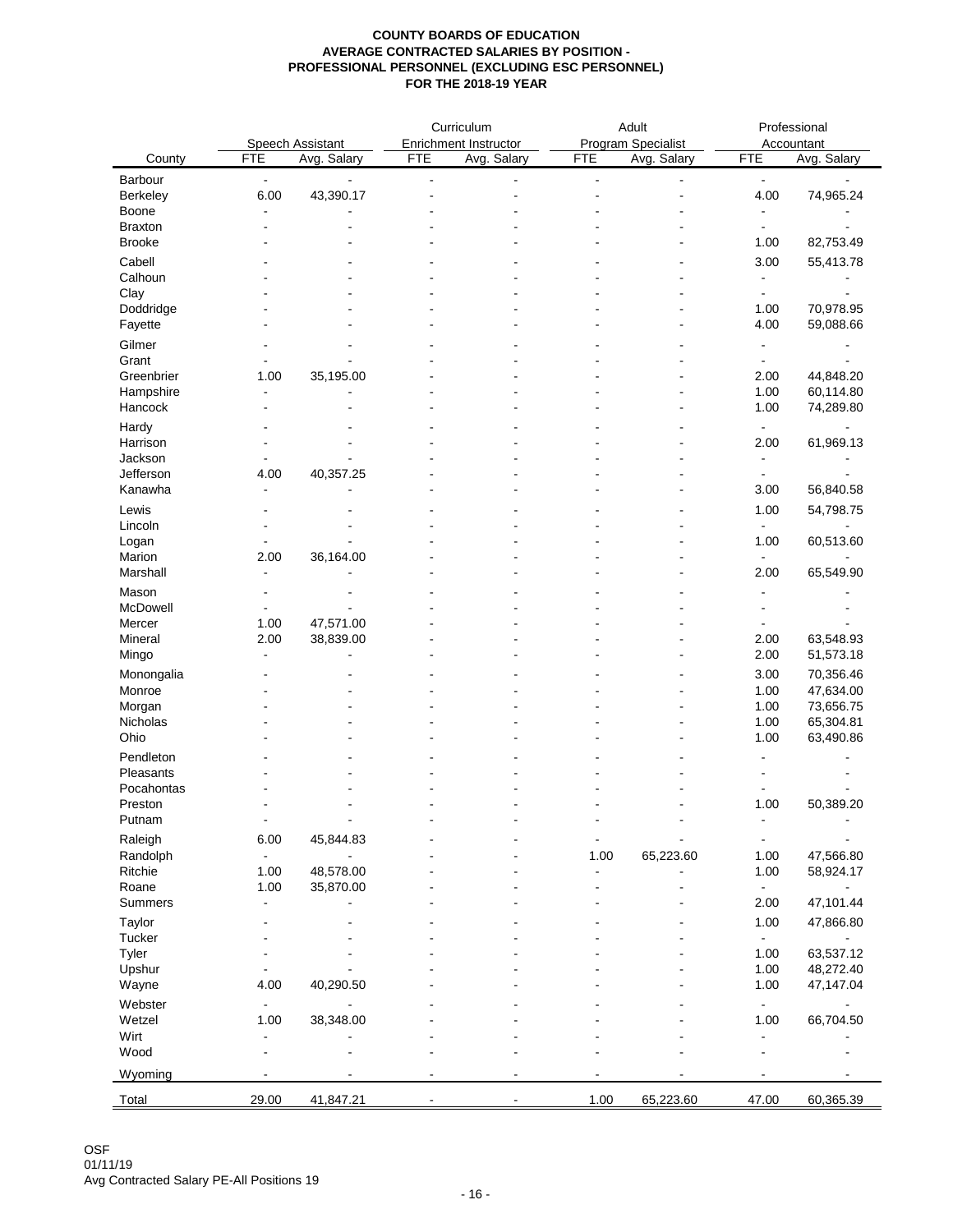**COUNTY BOARDS OF EDUCATION**
**AVERAGE CONTRACTED SALARIES BY POSITION -**
**PROFESSIONAL PERSONNEL (EXCLUDING ESC PERSONNEL)**
**FOR THE 2018-19 YEAR**

| County | Speech Assistant | | Curriculum Enrichment Instructor | | Adult Program Specialist | | Professional Accountant | |
|---|---|---|---|---|---|---|---|---|
| | FTE | Avg. Salary | FTE | Avg. Salary | FTE | Avg. Salary | FTE | Avg. Salary |
| Barbour | - | - | - | - | - | - | - | - |
| Berkeley | 6.00 | 43,390.17 | - | - | - | - | 4.00 | 74,965.24 |
| Boone | - | - | - | - | - | - | - | - |
| Braxton | - | - | - | - | - | - | - | - |
| Brooke | - | - | - | - | - | - | 1.00 | 82,753.49 |
| Cabell | - | - | - | - | - | - | 3.00 | 55,413.78 |
| Calhoun | - | - | - | - | - | - | - | - |
| Clay | - | - | - | - | - | - | - | - |
| Doddridge | - | - | - | - | - | - | 1.00 | 70,978.95 |
| Fayette | - | - | - | - | - | - | 4.00 | 59,088.66 |
| Gilmer | - | - | - | - | - | - | - | - |
| Grant | - | - | - | - | - | - | - | - |
| Greenbrier | 1.00 | 35,195.00 | - | - | - | - | 2.00 | 44,848.20 |
| Hampshire | - | - | - | - | - | - | 1.00 | 60,114.80 |
| Hancock | - | - | - | - | - | - | 1.00 | 74,289.80 |
| Hardy | - | - | - | - | - | - | - | - |
| Harrison | - | - | - | - | - | - | 2.00 | 61,969.13 |
| Jackson | - | - | - | - | - | - | - | - |
| Jefferson | 4.00 | 40,357.25 | - | - | - | - | - | - |
| Kanawha | - | - | - | - | - | - | 3.00 | 56,840.58 |
| Lewis | - | - | - | - | - | - | 1.00 | 54,798.75 |
| Lincoln | - | - | - | - | - | - | - | - |
| Logan | - | - | - | - | - | - | 1.00 | 60,513.60 |
| Marion | 2.00 | 36,164.00 | - | - | - | - | - | - |
| Marshall | - | - | - | - | - | - | 2.00 | 65,549.90 |
| Mason | - | - | - | - | - | - | - | - |
| McDowell | - | - | - | - | - | - | - | - |
| Mercer | 1.00 | 47,571.00 | - | - | - | - | - | - |
| Mineral | 2.00 | 38,839.00 | - | - | - | - | 2.00 | 63,548.93 |
| Mingo | - | - | - | - | - | - | 2.00 | 51,573.18 |
| Monongalia | - | - | - | - | - | - | 3.00 | 70,356.46 |
| Monroe | - | - | - | - | - | - | 1.00 | 47,634.00 |
| Morgan | - | - | - | - | - | - | 1.00 | 73,656.75 |
| Nicholas | - | - | - | - | - | - | 1.00 | 65,304.81 |
| Ohio | - | - | - | - | - | - | 1.00 | 63,490.86 |
| Pendleton | - | - | - | - | - | - | - | - |
| Pleasants | - | - | - | - | - | - | - | - |
| Pocahontas | - | - | - | - | - | - | - | - |
| Preston | - | - | - | - | - | - | 1.00 | 50,389.20 |
| Putnam | - | - | - | - | - | - | - | - |
| Raleigh | 6.00 | 45,844.83 | - | - | - | - | - | - |
| Randolph | - | - | - | - | 1.00 | 65,223.60 | 1.00 | 47,566.80 |
| Ritchie | 1.00 | 48,578.00 | - | - | - | - | 1.00 | 58,924.17 |
| Roane | 1.00 | 35,870.00 | - | - | - | - | - | - |
| Summers | - | - | - | - | - | - | 2.00 | 47,101.44 |
| Taylor | - | - | - | - | - | - | 1.00 | 47,866.80 |
| Tucker | - | - | - | - | - | - | - | - |
| Tyler | - | - | - | - | - | - | 1.00 | 63,537.12 |
| Upshur | - | - | - | - | - | - | 1.00 | 48,272.40 |
| Wayne | 4.00 | 40,290.50 | - | - | - | - | 1.00 | 47,147.04 |
| Webster | - | - | - | - | - | - | - | - |
| Wetzel | 1.00 | 38,348.00 | - | - | - | - | 1.00 | 66,704.50 |
| Wirt | - | - | - | - | - | - | - | - |
| Wood | - | - | - | - | - | - | - | - |
| Wyoming | - | - | - | - | - | - | - | - |
| Total | 29.00 | 41,847.21 | - | - | 1.00 | 65,223.60 | 47.00 | 60,365.39 |

OSF
01/11/19
Avg Contracted Salary PE-All Positions 19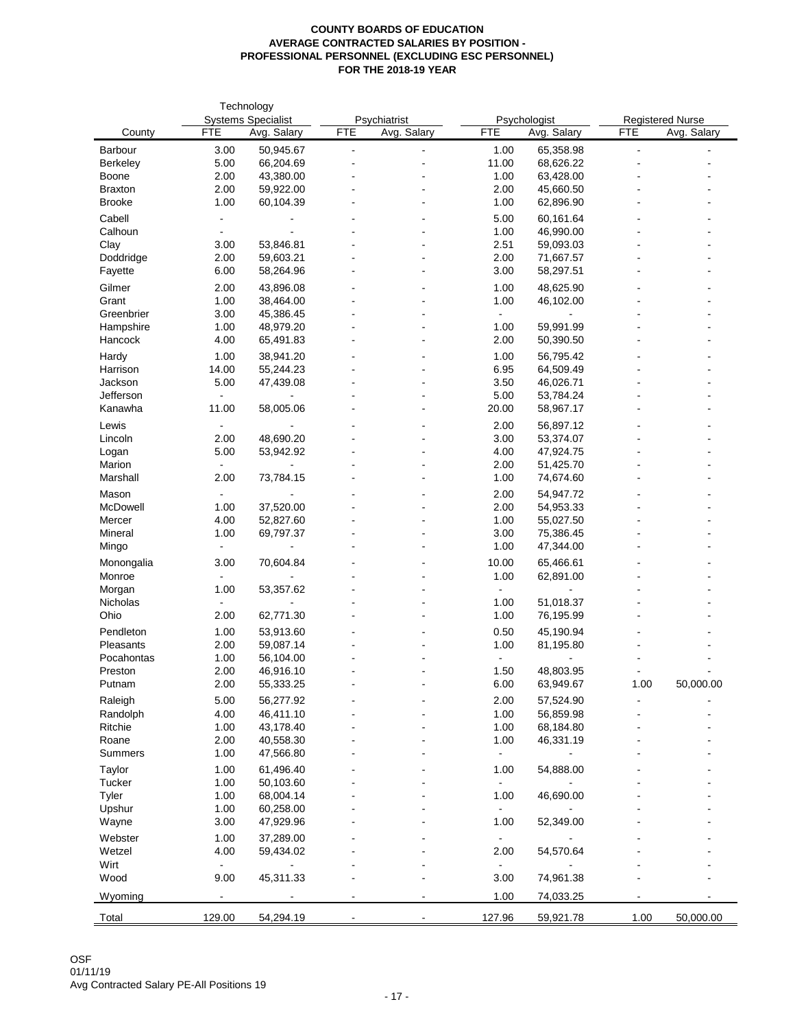**COUNTY BOARDS OF EDUCATION**
**AVERAGE CONTRACTED SALARIES BY POSITION -**
**PROFESSIONAL PERSONNEL (EXCLUDING ESC PERSONNEL)**
**FOR THE 2018-19 YEAR**

| County | Technology Systems Specialist | | Psychiatrist | | Psychologist | | Registered Nurse | |
|---|---|---|---|---|---|---|---|---|
| | FTE | Avg. Salary | FTE | Avg. Salary | FTE | Avg. Salary | FTE | Avg. Salary |
| Barbour | 3.00 | 50,945.67 | - | - | 1.00 | 65,358.98 | - | - |
| Berkeley | 5.00 | 66,204.69 | - | - | 11.00 | 68,626.22 | - | - |
| Boone | 2.00 | 43,380.00 | - | - | 1.00 | 63,428.00 | - | - |
| Braxton | 2.00 | 59,922.00 | - | - | 2.00 | 45,660.50 | - | - |
| Brooke | 1.00 | 60,104.39 | - | - | 1.00 | 62,896.90 | - | - |
| Cabell | - | - | - | - | 5.00 | 60,161.64 | - | - |
| Calhoun | - | - | - | - | 1.00 | 46,990.00 | - | - |
| Clay | 3.00 | 53,846.81 | - | - | 2.51 | 59,093.03 | - | - |
| Doddridge | 2.00 | 59,603.21 | - | - | 2.00 | 71,667.57 | - | - |
| Fayette | 6.00 | 58,264.96 | - | - | 3.00 | 58,297.51 | - | - |
| Gilmer | 2.00 | 43,896.08 | - | - | 1.00 | 48,625.90 | - | - |
| Grant | 1.00 | 38,464.00 | - | - | 1.00 | 46,102.00 | - | - |
| Greenbrier | 3.00 | 45,386.45 | - | - | - | - | - | - |
| Hampshire | 1.00 | 48,979.20 | - | - | 1.00 | 59,991.99 | - | - |
| Hancock | 4.00 | 65,491.83 | - | - | 2.00 | 50,390.50 | - | - |
| Hardy | 1.00 | 38,941.20 | - | - | 1.00 | 56,795.42 | - | - |
| Harrison | 14.00 | 55,244.23 | - | - | 6.95 | 64,509.49 | - | - |
| Jackson | 5.00 | 47,439.08 | - | - | 3.50 | 46,026.71 | - | - |
| Jefferson | - | - | - | - | 5.00 | 53,784.24 | - | - |
| Kanawha | 11.00 | 58,005.06 | - | - | 20.00 | 58,967.17 | - | - |
| Lewis | - | - | - | - | 2.00 | 56,897.12 | - | - |
| Lincoln | 2.00 | 48,690.20 | - | - | 3.00 | 53,374.07 | - | - |
| Logan | 5.00 | 53,942.92 | - | - | 4.00 | 47,924.75 | - | - |
| Marion | - | - | - | - | 2.00 | 51,425.70 | - | - |
| Marshall | 2.00 | 73,784.15 | - | - | 1.00 | 74,674.60 | - | - |
| Mason | - | - | - | - | 2.00 | 54,947.72 | - | - |
| McDowell | 1.00 | 37,520.00 | - | - | 2.00 | 54,953.33 | - | - |
| Mercer | 4.00 | 52,827.60 | - | - | 1.00 | 55,027.50 | - | - |
| Mineral | 1.00 | 69,797.37 | - | - | 3.00 | 75,386.45 | - | - |
| Mingo | - | - | - | - | 1.00 | 47,344.00 | - | - |
| Monongalia | 3.00 | 70,604.84 | - | - | 10.00 | 65,466.61 | - | - |
| Monroe | - | - | - | - | 1.00 | 62,891.00 | - | - |
| Morgan | 1.00 | 53,357.62 | - | - | - | - | - | - |
| Nicholas | - | - | - | - | 1.00 | 51,018.37 | - | - |
| Ohio | 2.00 | 62,771.30 | - | - | 1.00 | 76,195.99 | - | - |
| Pendleton | 1.00 | 53,913.60 | - | - | 0.50 | 45,190.94 | - | - |
| Pleasants | 2.00 | 59,087.14 | - | - | 1.00 | 81,195.80 | - | - |
| Pocahontas | 1.00 | 56,104.00 | - | - | - | - | - | - |
| Preston | 2.00 | 46,916.10 | - | - | 1.50 | 48,803.95 | - | - |
| Putnam | 2.00 | 55,333.25 | - | - | 6.00 | 63,949.67 | 1.00 | 50,000.00 |
| Raleigh | 5.00 | 56,277.92 | - | - | 2.00 | 57,524.90 | - | - |
| Randolph | 4.00 | 46,411.10 | - | - | 1.00 | 56,859.98 | - | - |
| Ritchie | 1.00 | 43,178.40 | - | - | 1.00 | 68,184.80 | - | - |
| Roane | 2.00 | 40,558.30 | - | - | 1.00 | 46,331.19 | - | - |
| Summers | 1.00 | 47,566.80 | - | - | - | - | - | - |
| Taylor | 1.00 | 61,496.40 | - | - | 1.00 | 54,888.00 | - | - |
| Tucker | 1.00 | 50,103.60 | - | - | - | - | - | - |
| Tyler | 1.00 | 68,004.14 | - | - | 1.00 | 46,690.00 | - | - |
| Upshur | 1.00 | 60,258.00 | - | - | - | - | - | - |
| Wayne | 3.00 | 47,929.96 | - | - | 1.00 | 52,349.00 | - | - |
| Webster | 1.00 | 37,289.00 | - | - | - | - | - | - |
| Wetzel | 4.00 | 59,434.02 | - | - | 2.00 | 54,570.64 | - | - |
| Wirt | - | - | - | - | - | - | - | - |
| Wood | 9.00 | 45,311.33 | - | - | 3.00 | 74,961.38 | - | - |
| Wyoming | - | - | - | - | 1.00 | 74,033.25 | - | - |
| Total | 129.00 | 54,294.19 | - | - | 127.96 | 59,921.78 | 1.00 | 50,000.00 |

OSF
01/11/19
Avg Contracted Salary PE-All Positions 19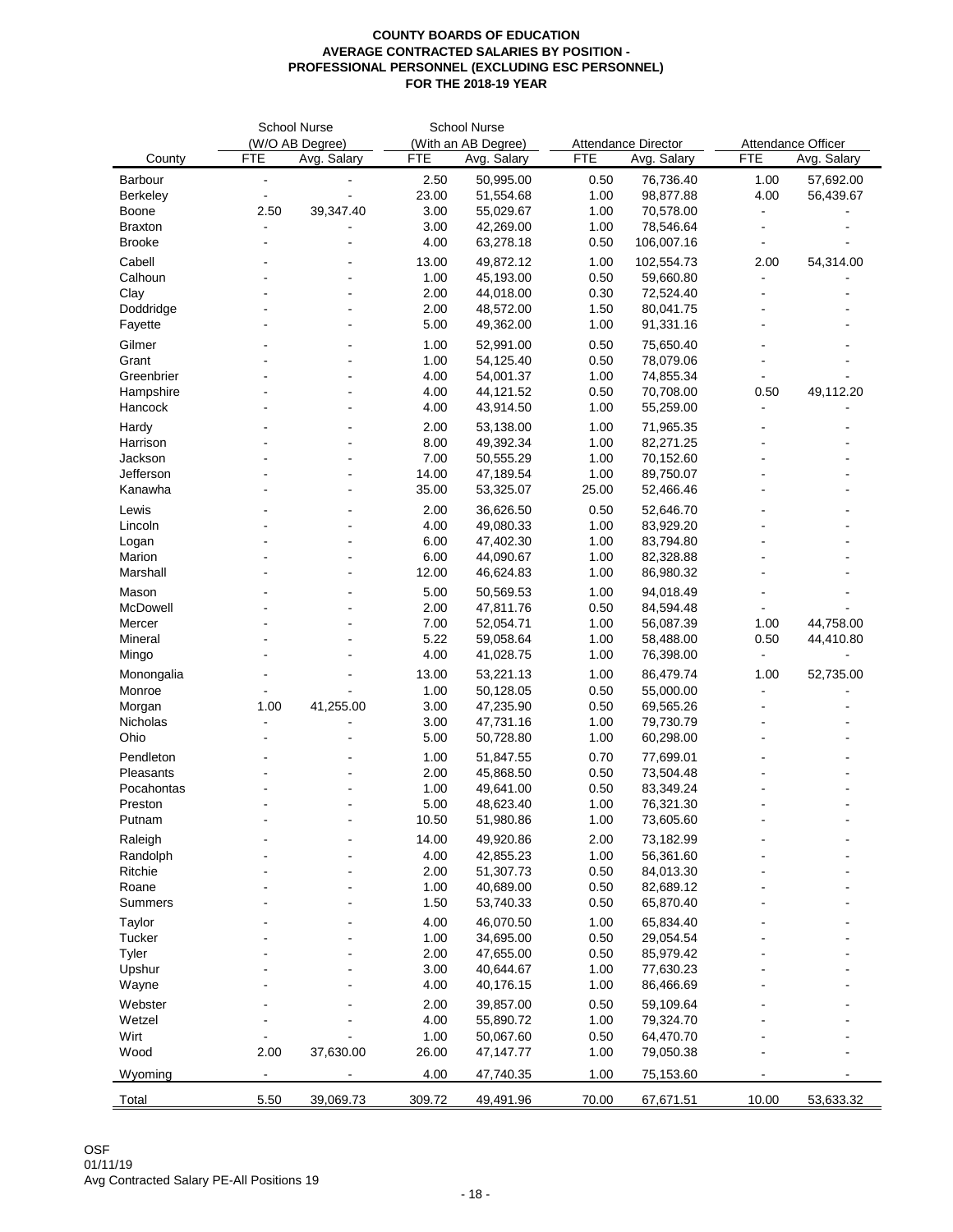**COUNTY BOARDS OF EDUCATION**
**AVERAGE CONTRACTED SALARIES BY POSITION -**
**PROFESSIONAL PERSONNEL (EXCLUDING ESC PERSONNEL)**
**FOR THE 2018-19 YEAR**

| County | School Nurse (W/O AB Degree) | | School Nurse (With an AB Degree) | | Attendance Director | | Attendance Officer | |
|---|---|---|---|---|---|---|---|---|
| | FTE | Avg. Salary | FTE | Avg. Salary | FTE | Avg. Salary | FTE | Avg. Salary |
| Barbour | - | - | 2.50 | 50,995.00 | 0.50 | 76,736.40 | 1.00 | 57,692.00 |
| Berkeley | - | - | 23.00 | 51,554.68 | 1.00 | 98,877.88 | 4.00 | 56,439.67 |
| Boone | 2.50 | 39,347.40 | 3.00 | 55,029.67 | 1.00 | 70,578.00 | - | - |
| Braxton | - | - | 3.00 | 42,269.00 | 1.00 | 78,546.64 | - | - |
| Brooke | - | - | 4.00 | 63,278.18 | 0.50 | 106,007.16 | - | - |
| Cabell | - | - | 13.00 | 49,872.12 | 1.00 | 102,554.73 | 2.00 | 54,314.00 |
| Calhoun | - | - | 1.00 | 45,193.00 | 0.50 | 59,660.80 | - | - |
| Clay | - | - | 2.00 | 44,018.00 | 0.30 | 72,524.40 | - | - |
| Doddridge | - | - | 2.00 | 48,572.00 | 1.50 | 80,041.75 | - | - |
| Fayette | - | - | 5.00 | 49,362.00 | 1.00 | 91,331.16 | - | - |
| Gilmer | - | - | 1.00 | 52,991.00 | 0.50 | 75,650.40 | - | - |
| Grant | - | - | 1.00 | 54,125.40 | 0.50 | 78,079.06 | - | - |
| Greenbrier | - | - | 4.00 | 54,001.37 | 1.00 | 74,855.34 | - | - |
| Hampshire | - | - | 4.00 | 44,121.52 | 0.50 | 70,708.00 | 0.50 | 49,112.20 |
| Hancock | - | - | 4.00 | 43,914.50 | 1.00 | 55,259.00 | - | - |
| Hardy | - | - | 2.00 | 53,138.00 | 1.00 | 71,965.35 | - | - |
| Harrison | - | - | 8.00 | 49,392.34 | 1.00 | 82,271.25 | - | - |
| Jackson | - | - | 7.00 | 50,555.29 | 1.00 | 70,152.60 | - | - |
| Jefferson | - | - | 14.00 | 47,189.54 | 1.00 | 89,750.07 | - | - |
| Kanawha | - | - | 35.00 | 53,325.07 | 25.00 | 52,466.46 | - | - |
| Lewis | - | - | 2.00 | 36,626.50 | 0.50 | 52,646.70 | - | - |
| Lincoln | - | - | 4.00 | 49,080.33 | 1.00 | 83,929.20 | - | - |
| Logan | - | - | 6.00 | 47,402.30 | 1.00 | 83,794.80 | - | - |
| Marion | - | - | 6.00 | 44,090.67 | 1.00 | 82,328.88 | - | - |
| Marshall | - | - | 12.00 | 46,624.83 | 1.00 | 86,980.32 | - | - |
| Mason | - | - | 5.00 | 50,569.53 | 1.00 | 94,018.49 | - | - |
| McDowell | - | - | 2.00 | 47,811.76 | 0.50 | 84,594.48 | - | - |
| Mercer | - | - | 7.00 | 52,054.71 | 1.00 | 56,087.39 | 1.00 | 44,758.00 |
| Mineral | - | - | 5.22 | 59,058.64 | 1.00 | 58,488.00 | 0.50 | 44,410.80 |
| Mingo | - | - | 4.00 | 41,028.75 | 1.00 | 76,398.00 | - | - |
| Monongalia | - | - | 13.00 | 53,221.13 | 1.00 | 86,479.74 | 1.00 | 52,735.00 |
| Monroe | - | - | 1.00 | 50,128.05 | 0.50 | 55,000.00 | - | - |
| Morgan | 1.00 | 41,255.00 | 3.00 | 47,235.90 | 0.50 | 69,565.26 | - | - |
| Nicholas | - | - | 3.00 | 47,731.16 | 1.00 | 79,730.79 | - | - |
| Ohio | - | - | 5.00 | 50,728.80 | 1.00 | 60,298.00 | - | - |
| Pendleton | - | - | 1.00 | 51,847.55 | 0.70 | 77,699.01 | - | - |
| Pleasants | - | - | 2.00 | 45,868.50 | 0.50 | 73,504.48 | - | - |
| Pocahontas | - | - | 1.00 | 49,641.00 | 0.50 | 83,349.24 | - | - |
| Preston | - | - | 5.00 | 48,623.40 | 1.00 | 76,321.30 | - | - |
| Putnam | - | - | 10.50 | 51,980.86 | 1.00 | 73,605.60 | - | - |
| Raleigh | - | - | 14.00 | 49,920.86 | 2.00 | 73,182.99 | - | - |
| Randolph | - | - | 4.00 | 42,855.23 | 1.00 | 56,361.60 | - | - |
| Ritchie | - | - | 2.00 | 51,307.73 | 0.50 | 84,013.30 | - | - |
| Roane | - | - | 1.00 | 40,689.00 | 0.50 | 82,689.12 | - | - |
| Summers | - | - | 1.50 | 53,740.33 | 0.50 | 65,870.40 | - | - |
| Taylor | - | - | 4.00 | 46,070.50 | 1.00 | 65,834.40 | - | - |
| Tucker | - | - | 1.00 | 34,695.00 | 0.50 | 29,054.54 | - | - |
| Tyler | - | - | 2.00 | 47,655.00 | 0.50 | 85,979.42 | - | - |
| Upshur | - | - | 3.00 | 40,644.67 | 1.00 | 77,630.23 | - | - |
| Wayne | - | - | 4.00 | 40,176.15 | 1.00 | 86,466.69 | - | - |
| Webster | - | - | 2.00 | 39,857.00 | 0.50 | 59,109.64 | - | - |
| Wetzel | - | - | 4.00 | 55,890.72 | 1.00 | 79,324.70 | - | - |
| Wirt | - | - | 1.00 | 50,067.60 | 0.50 | 64,470.70 | - | - |
| Wood | 2.00 | 37,630.00 | 26.00 | 47,147.77 | 1.00 | 79,050.38 | - | - |
| Wyoming | - | - | 4.00 | 47,740.35 | 1.00 | 75,153.60 | - | - |
| Total | 5.50 | 39,069.73 | 309.72 | 49,491.96 | 70.00 | 67,671.51 | 10.00 | 53,633.32 |

OSF
01/11/19
Avg Contracted Salary PE-All Positions 19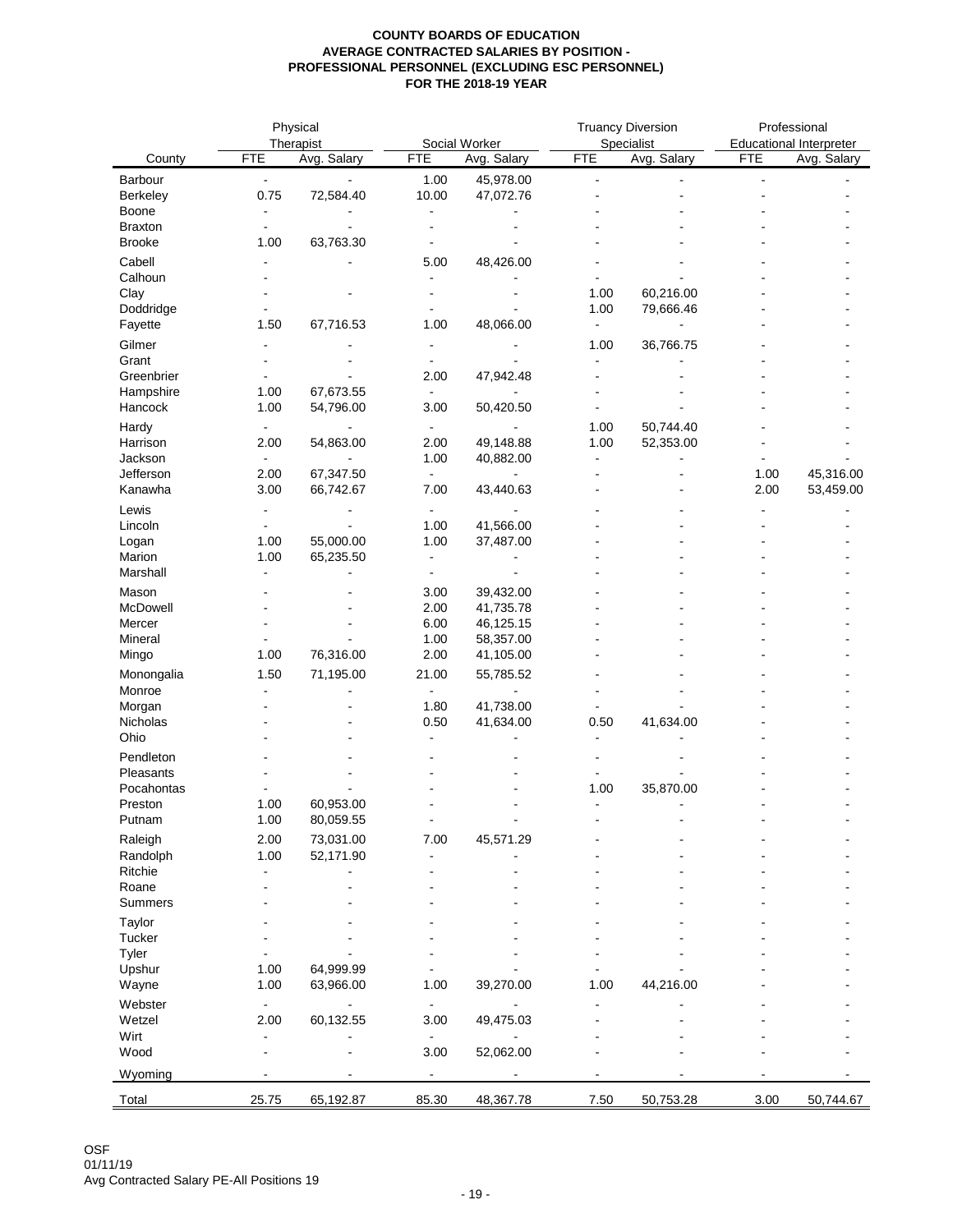**COUNTY BOARDS OF EDUCATION**
**AVERAGE CONTRACTED SALARIES BY POSITION -**
**PROFESSIONAL PERSONNEL (EXCLUDING ESC PERSONNEL)**
**FOR THE 2018-19 YEAR**

| | Physical Therapist | | Social Worker | | Truancy Diversion Specialist | | Professional Educational Interpreter | |
|---|---|---|---|---|---|---|---|---|
| County | FTE | Avg. Salary | FTE | Avg. Salary | FTE | Avg. Salary | FTE | Avg. Salary |
| Barbour | - | - | 1.00 | 45,978.00 | - | - | - | - |
| Berkeley | 0.75 | 72,584.40 | 10.00 | 47,072.76 | - | - | - | - |
| Boone | - | - | - | - | - | - | - | - |
| Braxton | - | - | - | - | - | - | - | - |
| Brooke | 1.00 | 63,763.30 | - | - | - | - | - | - |
| Cabell | - | - | 5.00 | 48,426.00 | - | - | - | - |
| Calhoun | - | - | - | - | - | - | - | - |
| Clay | - | - | - | - | 1.00 | 60,216.00 | - | - |
| Doddridge | - | - | - | - | 1.00 | 79,666.46 | - | - |
| Fayette | 1.50 | 67,716.53 | 1.00 | 48,066.00 | - | - | - | - |
| Gilmer | - | - | - | - | 1.00 | 36,766.75 | - | - |
| Grant | - | - | - | - | - | - | - | - |
| Greenbrier | - | - | 2.00 | 47,942.48 | - | - | - | - |
| Hampshire | 1.00 | 67,673.55 | - | - | - | - | - | - |
| Hancock | 1.00 | 54,796.00 | 3.00 | 50,420.50 | - | - | - | - |
| Hardy | - | - | - | - | 1.00 | 50,744.40 | - | - |
| Harrison | 2.00 | 54,863.00 | 2.00 | 49,148.88 | 1.00 | 52,353.00 | - | - |
| Jackson | - | - | 1.00 | 40,882.00 | - | - | - | - |
| Jefferson | 2.00 | 67,347.50 | - | - | - | - | 1.00 | 45,316.00 |
| Kanawha | 3.00 | 66,742.67 | 7.00 | 43,440.63 | - | - | 2.00 | 53,459.00 |
| Lewis | - | - | - | - | - | - | - | - |
| Lincoln | - | - | 1.00 | 41,566.00 | - | - | - | - |
| Logan | 1.00 | 55,000.00 | 1.00 | 37,487.00 | - | - | - | - |
| Marion | 1.00 | 65,235.50 | - | - | - | - | - | - |
| Marshall | - | - | - | - | - | - | - | - |
| Mason | - | - | 3.00 | 39,432.00 | - | - | - | - |
| McDowell | - | - | 2.00 | 41,735.78 | - | - | - | - |
| Mercer | - | - | 6.00 | 46,125.15 | - | - | - | - |
| Mineral | - | - | 1.00 | 58,357.00 | - | - | - | - |
| Mingo | 1.00 | 76,316.00 | 2.00 | 41,105.00 | - | - | - | - |
| Monongalia | 1.50 | 71,195.00 | 21.00 | 55,785.52 | - | - | - | - |
| Monroe | - | - | - | - | - | - | - | - |
| Morgan | - | - | 1.80 | 41,738.00 | - | - | - | - |
| Nicholas | - | - | 0.50 | 41,634.00 | 0.50 | 41,634.00 | - | - |
| Ohio | - | - | - | - | - | - | - | - |
| Pendleton | - | - | - | - | - | - | - | - |
| Pleasants | - | - | - | - | - | - | - | - |
| Pocahontas | - | - | - | - | 1.00 | 35,870.00 | - | - |
| Preston | 1.00 | 60,953.00 | - | - | - | - | - | - |
| Putnam | 1.00 | 80,059.55 | - | - | - | - | - | - |
| Raleigh | 2.00 | 73,031.00 | 7.00 | 45,571.29 | - | - | - | - |
| Randolph | 1.00 | 52,171.90 | - | - | - | - | - | - |
| Ritchie | - | - | - | - | - | - | - | - |
| Roane | - | - | - | - | - | - | - | - |
| Summers | - | - | - | - | - | - | - | - |
| Taylor | - | - | - | - | - | - | - | - |
| Tucker | - | - | - | - | - | - | - | - |
| Tyler | - | - | - | - | - | - | - | - |
| Upshur | 1.00 | 64,999.99 | - | - | - | - | - | - |
| Wayne | 1.00 | 63,966.00 | 1.00 | 39,270.00 | 1.00 | 44,216.00 | - | - |
| Webster | - | - | - | - | - | - | - | - |
| Wetzel | 2.00 | 60,132.55 | 3.00 | 49,475.03 | - | - | - | - |
| Wirt | - | - | - | - | - | - | - | - |
| Wood | - | - | 3.00 | 52,062.00 | - | - | - | - |
| Wyoming | - | - | - | - | - | - | - | - |
| Total | 25.75 | 65,192.87 | 85.30 | 48,367.78 | 7.50 | 50,753.28 | 3.00 | 50,744.67 |

OSF
01/11/19
Avg Contracted Salary PE-All Positions 19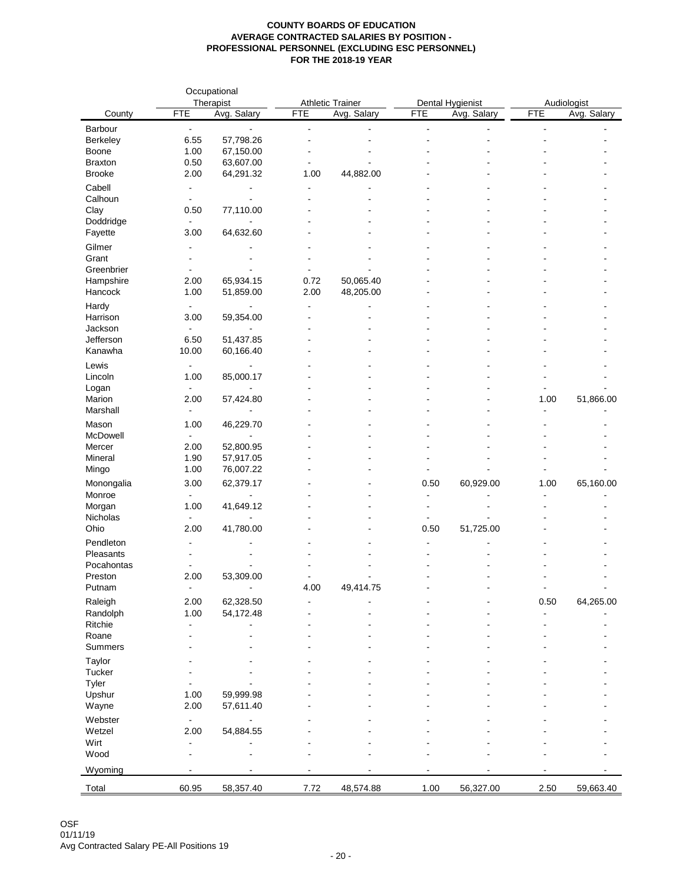**COUNTY BOARDS OF EDUCATION**
**AVERAGE CONTRACTED SALARIES BY POSITION -**
**PROFESSIONAL PERSONNEL (EXCLUDING ESC PERSONNEL)**
**FOR THE 2018-19 YEAR**

| County | Occupational Therapist | | Athletic Trainer | | Dental Hygienist | | Audiologist | |
|---|---|---|---|---|---|---|---|---|
| | FTE | Avg. Salary | FTE | Avg. Salary | FTE | Avg. Salary | FTE | Avg. Salary |
| Barbour | - | - | - | - | - | - | - | - |
| Berkeley | 6.55 | 57,798.26 | - | - | - | - | - | - |
| Boone | 1.00 | 67,150.00 | - | - | - | - | - | - |
| Braxton | 0.50 | 63,607.00 | - | - | - | - | - | - |
| Brooke | 2.00 | 64,291.32 | 1.00 | 44,882.00 | - | - | - | - |
| Cabell | - | - | - | - | - | - | - | - |
| Calhoun | - | - | - | - | - | - | - | - |
| Clay | 0.50 | 77,110.00 | - | - | - | - | - | - |
| Doddridge | - | - | - | - | - | - | - | - |
| Fayette | 3.00 | 64,632.60 | - | - | - | - | - | - |
| Gilmer | - | - | - | - | - | - | - | - |
| Grant | - | - | - | - | - | - | - | - |
| Greenbrier | - | - | - | - | - | - | - | - |
| Hampshire | 2.00 | 65,934.15 | 0.72 | 50,065.40 | - | - | - | - |
| Hancock | 1.00 | 51,859.00 | 2.00 | 48,205.00 | - | - | - | - |
| Hardy | - | - | - | - | - | - | - | - |
| Harrison | 3.00 | 59,354.00 | - | - | - | - | - | - |
| Jackson | - | - | - | - | - | - | - | - |
| Jefferson | 6.50 | 51,437.85 | - | - | - | - | - | - |
| Kanawha | 10.00 | 60,166.40 | - | - | - | - | - | - |
| Lewis | - | - | - | - | - | - | - | - |
| Lincoln | 1.00 | 85,000.17 | - | - | - | - | - | - |
| Logan | - | - | - | - | - | - | - | - |
| Marion | 2.00 | 57,424.80 | - | - | - | - | 1.00 | 51,866.00 |
| Marshall | - | - | - | - | - | - | - | - |
| Mason | 1.00 | 46,229.70 | - | - | - | - | - | - |
| McDowell | - | - | - | - | - | - | - | - |
| Mercer | 2.00 | 52,800.95 | - | - | - | - | - | - |
| Mineral | 1.90 | 57,917.05 | - | - | - | - | - | - |
| Mingo | 1.00 | 76,007.22 | - | - | - | - | - | - |
| Monongalia | 3.00 | 62,379.17 | - | - | 0.50 | 60,929.00 | 1.00 | 65,160.00 |
| Monroe | - | - | - | - | - | - | - | - |
| Morgan | 1.00 | 41,649.12 | - | - | - | - | - | - |
| Nicholas | - | - | - | - | - | - | - | - |
| Ohio | 2.00 | 41,780.00 | - | - | 0.50 | 51,725.00 | - | - |
| Pendleton | - | - | - | - | - | - | - | - |
| Pleasants | - | - | - | - | - | - | - | - |
| Pocahontas | - | - | - | - | - | - | - | - |
| Preston | 2.00 | 53,309.00 | - | - | - | - | - | - |
| Putnam | - | - | 4.00 | 49,414.75 | - | - | - | - |
| Raleigh | 2.00 | 62,328.50 | - | - | - | - | 0.50 | 64,265.00 |
| Randolph | 1.00 | 54,172.48 | - | - | - | - | - | - |
| Ritchie | - | - | - | - | - | - | - | - |
| Roane | - | - | - | - | - | - | - | - |
| Summers | - | - | - | - | - | - | - | - |
| Taylor | - | - | - | - | - | - | - | - |
| Tucker | - | - | - | - | - | - | - | - |
| Tyler | - | - | - | - | - | - | - | - |
| Upshur | 1.00 | 59,999.98 | - | - | - | - | - | - |
| Wayne | 2.00 | 57,611.40 | - | - | - | - | - | - |
| Webster | - | - | - | - | - | - | - | - |
| Wetzel | 2.00 | 54,884.55 | - | - | - | - | - | - |
| Wirt | - | - | - | - | - | - | - | - |
| Wood | - | - | - | - | - | - | - | - |
| Wyoming | - | - | - | - | - | - | - | - |
| Total | 60.95 | 58,357.40 | 7.72 | 48,574.88 | 1.00 | 56,327.00 | 2.50 | 59,663.40 |

OSF
01/11/19
Avg Contracted Salary PE-All Positions 19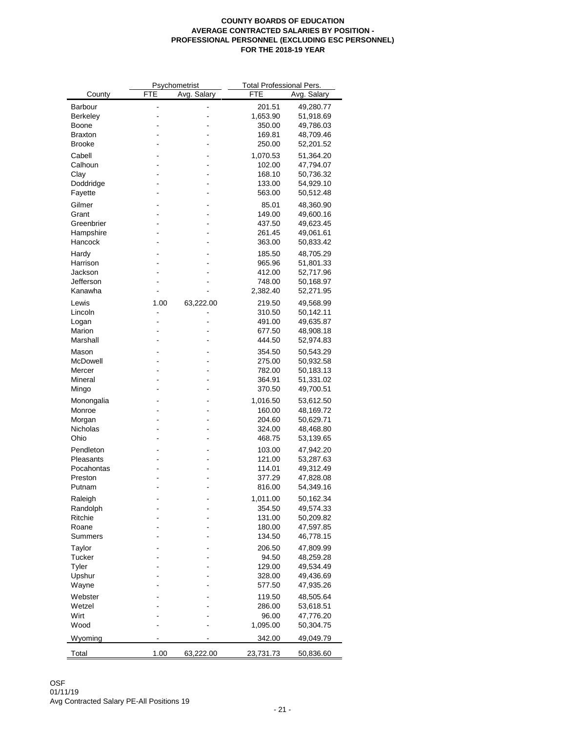**COUNTY BOARDS OF EDUCATION**
**AVERAGE CONTRACTED SALARIES BY POSITION -**
**PROFESSIONAL PERSONNEL (EXCLUDING ESC PERSONNEL)**
**FOR THE 2018-19 YEAR**

| | Psychometrist | | Total Professional Pers. | |
|---|---|---|---|---|
| County | FTE | Avg. Salary | FTE | Avg. Salary |
| Barbour | - | - | 201.51 | 49,280.77 |
| Berkeley | - | - | 1,653.90 | 51,918.69 |
| Boone | - | - | 350.00 | 49,786.03 |
| Braxton | - | - | 169.81 | 48,709.46 |
| Brooke | - | - | 250.00 | 52,201.52 |
| Cabell | - | - | 1,070.53 | 51,364.20 |
| Calhoun | - | - | 102.00 | 47,794.07 |
| Clay | - | - | 168.10 | 50,736.32 |
| Doddridge | - | - | 133.00 | 54,929.10 |
| Fayette | - | - | 563.00 | 50,512.48 |
| Gilmer | - | - | 85.01 | 48,360.90 |
| Grant | - | - | 149.00 | 49,600.16 |
| Greenbrier | - | - | 437.50 | 49,623.45 |
| Hampshire | - | - | 261.45 | 49,061.61 |
| Hancock | - | - | 363.00 | 50,833.42 |
| Hardy | - | - | 185.50 | 48,705.29 |
| Harrison | - | - | 965.96 | 51,801.33 |
| Jackson | - | - | 412.00 | 52,717.96 |
| Jefferson | - | - | 748.00 | 50,168.97 |
| Kanawha | - | - | 2,382.40 | 52,271.95 |
| Lewis | 1.00 | 63,222.00 | 219.50 | 49,568.99 |
| Lincoln | - | - | 310.50 | 50,142.11 |
| Logan | - | - | 491.00 | 49,635.87 |
| Marion | - | - | 677.50 | 48,908.18 |
| Marshall | - | - | 444.50 | 52,974.83 |
| Mason | - | - | 354.50 | 50,543.29 |
| McDowell | - | - | 275.00 | 50,932.58 |
| Mercer | - | - | 782.00 | 50,183.13 |
| Mineral | - | - | 364.91 | 51,331.02 |
| Mingo | - | - | 370.50 | 49,700.51 |
| Monongalia | - | - | 1,016.50 | 53,612.50 |
| Monroe | - | - | 160.00 | 48,169.72 |
| Morgan | - | - | 204.60 | 50,629.71 |
| Nicholas | - | - | 324.00 | 48,468.80 |
| Ohio | - | - | 468.75 | 53,139.65 |
| Pendleton | - | - | 103.00 | 47,942.20 |
| Pleasants | - | - | 121.00 | 53,287.63 |
| Pocahontas | - | - | 114.01 | 49,312.49 |
| Preston | - | - | 377.29 | 47,828.08 |
| Putnam | - | - | 816.00 | 54,349.16 |
| Raleigh | - | - | 1,011.00 | 50,162.34 |
| Randolph | - | - | 354.50 | 49,574.33 |
| Ritchie | - | - | 131.00 | 50,209.82 |
| Roane | - | - | 180.00 | 47,597.85 |
| Summers | - | - | 134.50 | 46,778.15 |
| Taylor | - | - | 206.50 | 47,809.99 |
| Tucker | - | - | 94.50 | 48,259.28 |
| Tyler | - | - | 129.00 | 49,534.49 |
| Upshur | - | - | 328.00 | 49,436.69 |
| Wayne | - | - | 577.50 | 47,935.26 |
| Webster | - | - | 119.50 | 48,505.64 |
| Wetzel | - | - | 286.00 | 53,618.51 |
| Wirt | - | - | 96.00 | 47,776.20 |
| Wood | - | - | 1,095.00 | 50,304.75 |
| Wyoming | - | - | 342.00 | 49,049.79 |
| Total | 1.00 | 63,222.00 | 23,731.73 | 50,836.60 |

OSF
01/11/19
Avg Contracted Salary PE-All Positions 19